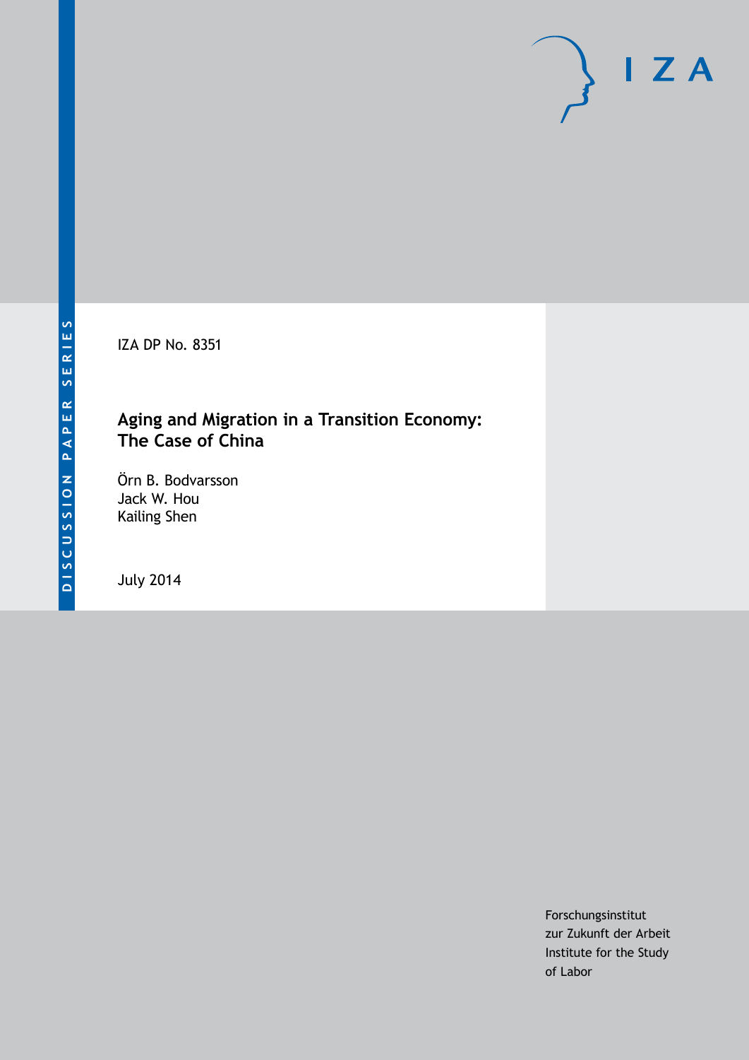DISCUSSION PAPER SERIES

IZA

IZA DP No. 8351

# Aging and Migration in a Transition Economy: The Case of China

Örn B. Bodvarsson
Jack W. Hou
Kailing Shen

July 2014

Forschungsinstitut
zur Zukunft der Arbeit
Institute for the Study
of Labor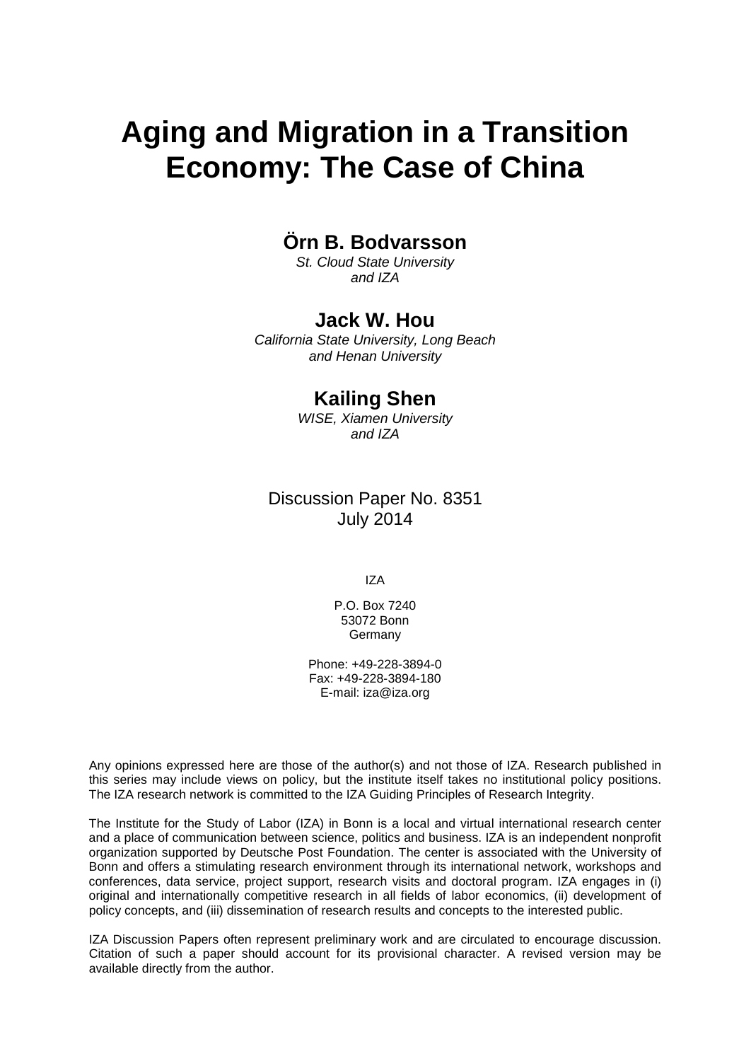# Aging and Migration in a Transition Economy: The Case of China

## Örn B. Bodvarsson

*St. Cloud State University and IZA*

## Jack W. Hou

*California State University, Long Beach and Henan University*

## Kailing Shen

*WISE, Xiamen University and IZA*

Discussion Paper No. 8351
July 2014

IZA

P.O. Box 7240
53072 Bonn
Germany

Phone: +49-228-3894-0
Fax: +49-228-3894-180
E-mail: iza@iza.org

Any opinions expressed here are those of the author(s) and not those of IZA. Research published in this series may include views on policy, but the institute itself takes no institutional policy positions. The IZA research network is committed to the IZA Guiding Principles of Research Integrity.

The Institute for the Study of Labor (IZA) in Bonn is a local and virtual international research center and a place of communication between science, politics and business. IZA is an independent nonprofit organization supported by Deutsche Post Foundation. The center is associated with the University of Bonn and offers a stimulating research environment through its international network, workshops and conferences, data service, project support, research visits and doctoral program. IZA engages in (i) original and internationally competitive research in all fields of labor economics, (ii) development of policy concepts, and (iii) dissemination of research results and concepts to the interested public.

IZA Discussion Papers often represent preliminary work and are circulated to encourage discussion. Citation of such a paper should account for its provisional character. A revised version may be available directly from the author.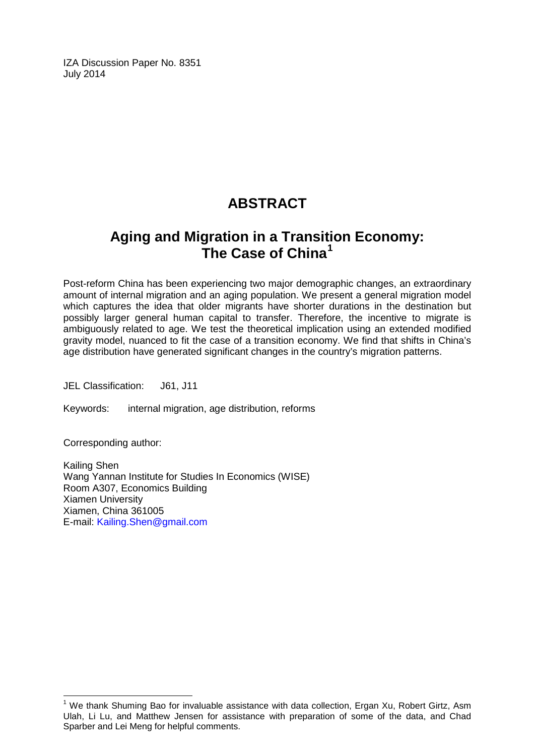IZA Discussion Paper No. 8351
July 2014

# ABSTRACT

## Aging and Migration in a Transition Economy: The Case of China[1]

Post-reform China has been experiencing two major demographic changes, an extraordinary amount of internal migration and an aging population. We present a general migration model which captures the idea that older migrants have shorter durations in the destination but possibly larger general human capital to transfer. Therefore, the incentive to migrate is ambiguously related to age. We test the theoretical implication using an extended modified gravity model, nuanced to fit the case of a transition economy. We find that shifts in China's age distribution have generated significant changes in the country's migration patterns.

JEL Classification: J61, J11

Keywords: internal migration, age distribution, reforms

Corresponding author:

Kailing Shen
Wang Yannan Institute for Studies In Economics (WISE)
Room A307, Economics Building
Xiamen University
Xiamen, China 361005
E-mail: Kailing.Shen@gmail.com

[1] We thank Shuming Bao for invaluable assistance with data collection, Ergan Xu, Robert Girtz, Asm Ulah, Li Lu, and Matthew Jensen for assistance with preparation of some of the data, and Chad Sparber and Lei Meng for helpful comments.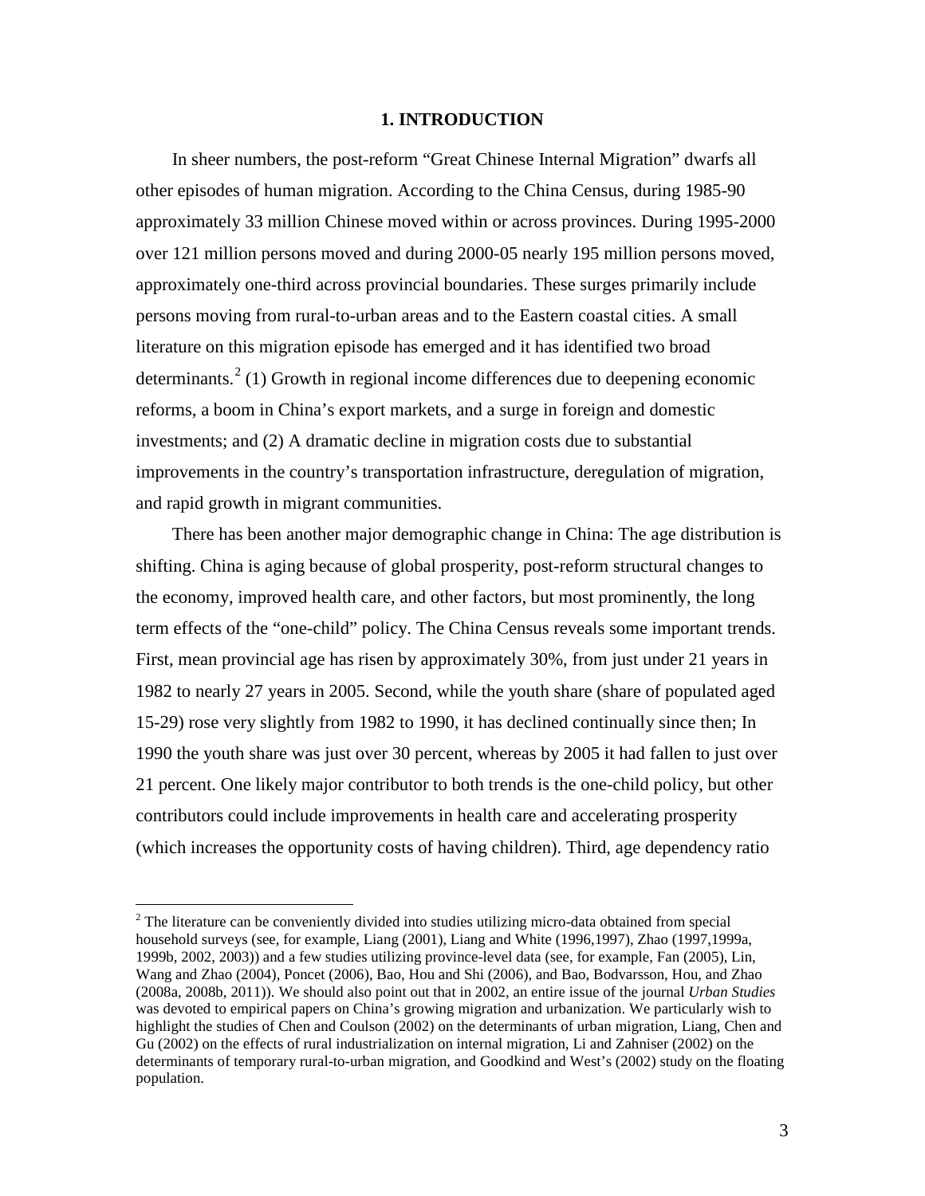# 1. INTRODUCTION

In sheer numbers, the post-reform "Great Chinese Internal Migration" dwarfs all other episodes of human migration. According to the China Census, during 1985-90 approximately 33 million Chinese moved within or across provinces. During 1995-2000 over 121 million persons moved and during 2000-05 nearly 195 million persons moved, approximately one-third across provincial boundaries. These surges primarily include persons moving from rural-to-urban areas and to the Eastern coastal cities. A small literature on this migration episode has emerged and it has identified two broad determinants.[2] (1) Growth in regional income differences due to deepening economic reforms, a boom in China's export markets, and a surge in foreign and domestic investments; and (2) A dramatic decline in migration costs due to substantial improvements in the country's transportation infrastructure, deregulation of migration, and rapid growth in migrant communities.

There has been another major demographic change in China: The age distribution is shifting. China is aging because of global prosperity, post-reform structural changes to the economy, improved health care, and other factors, but most prominently, the long term effects of the "one-child" policy. The China Census reveals some important trends. First, mean provincial age has risen by approximately 30%, from just under 21 years in 1982 to nearly 27 years in 2005. Second, while the youth share (share of populated aged 15-29) rose very slightly from 1982 to 1990, it has declined continually since then; In 1990 the youth share was just over 30 percent, whereas by 2005 it had fallen to just over 21 percent. One likely major contributor to both trends is the one-child policy, but other contributors could include improvements in health care and accelerating prosperity (which increases the opportunity costs of having children). Third, age dependency ratio

---

[2] The literature can be conveniently divided into studies utilizing micro-data obtained from special household surveys (see, for example, Liang (2001), Liang and White (1996,1997), Zhao (1997,1999a, 1999b, 2002, 2003)) and a few studies utilizing province-level data (see, for example, Fan (2005), Lin, Wang and Zhao (2004), Poncet (2006), Bao, Hou and Shi (2006), and Bao, Bodvarsson, Hou, and Zhao (2008a, 2008b, 2011)). We should also point out that in 2002, an entire issue of the journal *Urban Studies* was devoted to empirical papers on China's growing migration and urbanization. We particularly wish to highlight the studies of Chen and Coulson (2002) on the determinants of urban migration, Liang, Chen and Gu (2002) on the effects of rural industrialization on internal migration, Li and Zahniser (2002) on the determinants of temporary rural-to-urban migration, and Goodkind and West's (2002) study on the floating population.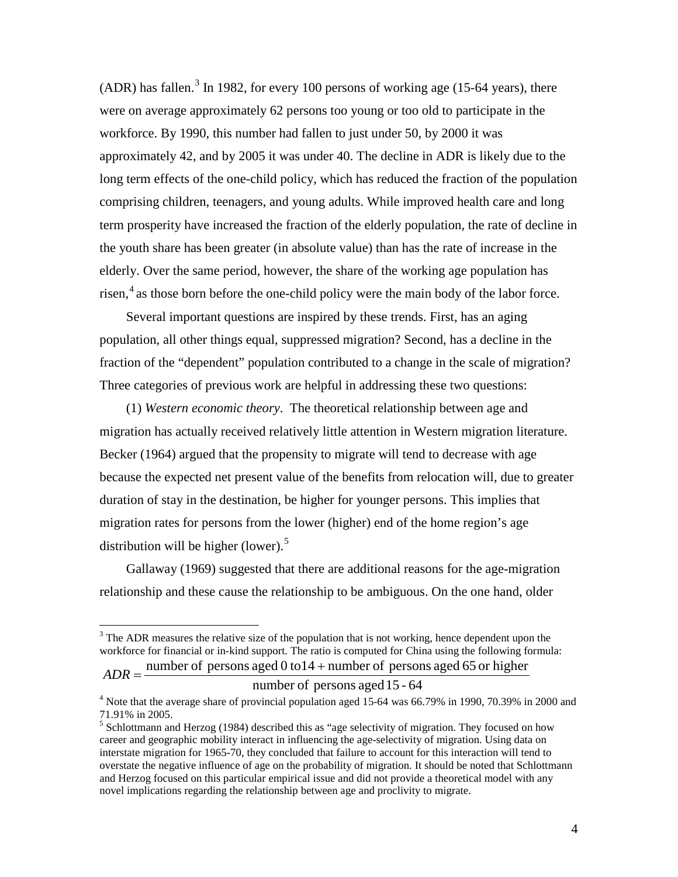(ADR) has fallen.[3] In 1982, for every 100 persons of working age (15-64 years), there were on average approximately 62 persons too young or too old to participate in the workforce. By 1990, this number had fallen to just under 50, by 2000 it was approximately 42, and by 2005 it was under 40. The decline in ADR is likely due to the long term effects of the one-child policy, which has reduced the fraction of the population comprising children, teenagers, and young adults. While improved health care and long term prosperity have increased the fraction of the elderly population, the rate of decline in the youth share has been greater (in absolute value) than has the rate of increase in the elderly. Over the same period, however, the share of the working age population has risen,[4] as those born before the one-child policy were the main body of the labor force.

Several important questions are inspired by these trends. First, has an aging population, all other things equal, suppressed migration? Second, has a decline in the fraction of the "dependent" population contributed to a change in the scale of migration? Three categories of previous work are helpful in addressing these two questions:

(1) *Western economic theory*. The theoretical relationship between age and migration has actually received relatively little attention in Western migration literature. Becker (1964) argued that the propensity to migrate will tend to decrease with age because the expected net present value of the benefits from relocation will, due to greater duration of stay in the destination, be higher for younger persons. This implies that migration rates for persons from the lower (higher) end of the home region's age distribution will be higher (lower).[5]

Gallaway (1969) suggested that there are additional reasons for the age-migration relationship and these cause the relationship to be ambiguous. On the one hand, older

---

[3] The ADR measures the relative size of the population that is not working, hence dependent upon the workforce for financial or in-kind support. The ratio is computed for China using the following formula:

$$ADR = \frac{\text{number of persons aged 0 to14} + \text{number of persons aged 65 or higher}}{\text{number of persons aged 15 - 64}}$$

[4] Note that the average share of provincial population aged 15-64 was 66.79% in 1990, 70.39% in 2000 and 71.91% in 2005.

[5] Schlottmann and Herzog (1984) described this as "age selectivity of migration. They focused on how career and geographic mobility interact in influencing the age-selectivity of migration. Using data on interstate migration for 1965-70, they concluded that failure to account for this interaction will tend to overstate the negative influence of age on the probability of migration. It should be noted that Schlottmann and Herzog focused on this particular empirical issue and did not provide a theoretical model with any novel implications regarding the relationship between age and proclivity to migrate.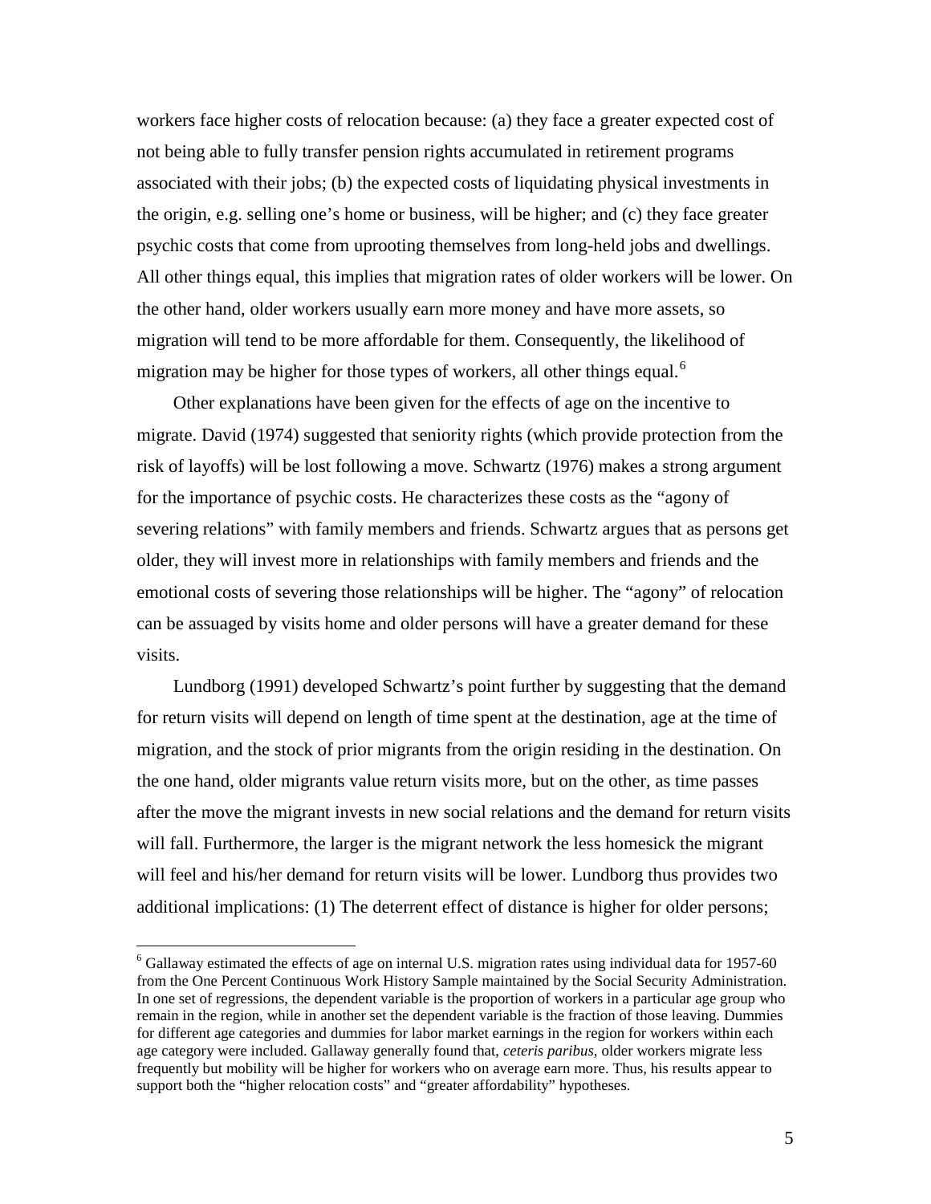workers face higher costs of relocation because: (a) they face a greater expected cost of not being able to fully transfer pension rights accumulated in retirement programs associated with their jobs; (b) the expected costs of liquidating physical investments in the origin, e.g. selling one's home or business, will be higher; and (c) they face greater psychic costs that come from uprooting themselves from long-held jobs and dwellings. All other things equal, this implies that migration rates of older workers will be lower. On the other hand, older workers usually earn more money and have more assets, so migration will tend to be more affordable for them. Consequently, the likelihood of migration may be higher for those types of workers, all other things equal.[6]

Other explanations have been given for the effects of age on the incentive to migrate. David (1974) suggested that seniority rights (which provide protection from the risk of layoffs) will be lost following a move. Schwartz (1976) makes a strong argument for the importance of psychic costs. He characterizes these costs as the "agony of severing relations" with family members and friends. Schwartz argues that as persons get older, they will invest more in relationships with family members and friends and the emotional costs of severing those relationships will be higher. The "agony" of relocation can be assuaged by visits home and older persons will have a greater demand for these visits.

Lundborg (1991) developed Schwartz's point further by suggesting that the demand for return visits will depend on length of time spent at the destination, age at the time of migration, and the stock of prior migrants from the origin residing in the destination. On the one hand, older migrants value return visits more, but on the other, as time passes after the move the migrant invests in new social relations and the demand for return visits will fall. Furthermore, the larger is the migrant network the less homesick the migrant will feel and his/her demand for return visits will be lower. Lundborg thus provides two additional implications: (1) The deterrent effect of distance is higher for older persons;

---

[6] Gallaway estimated the effects of age on internal U.S. migration rates using individual data for 1957-60 from the One Percent Continuous Work History Sample maintained by the Social Security Administration. In one set of regressions, the dependent variable is the proportion of workers in a particular age group who remain in the region, while in another set the dependent variable is the fraction of those leaving. Dummies for different age categories and dummies for labor market earnings in the region for workers within each age category were included. Gallaway generally found that, *ceteris paribus*, older workers migrate less frequently but mobility will be higher for workers who on average earn more. Thus, his results appear to support both the "higher relocation costs" and "greater affordability" hypotheses.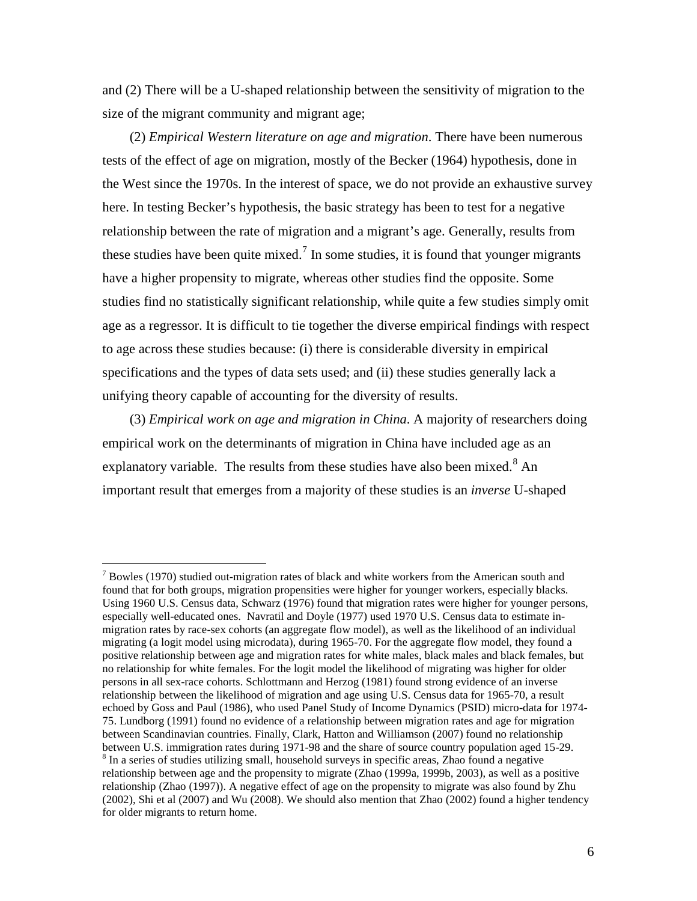and (2) There will be a U-shaped relationship between the sensitivity of migration to the size of the migrant community and migrant age;

(2) *Empirical Western literature on age and migration*. There have been numerous tests of the effect of age on migration, mostly of the Becker (1964) hypothesis, done in the West since the 1970s. In the interest of space, we do not provide an exhaustive survey here. In testing Becker's hypothesis, the basic strategy has been to test for a negative relationship between the rate of migration and a migrant's age. Generally, results from these studies have been quite mixed.[7] In some studies, it is found that younger migrants have a higher propensity to migrate, whereas other studies find the opposite. Some studies find no statistically significant relationship, while quite a few studies simply omit age as a regressor. It is difficult to tie together the diverse empirical findings with respect to age across these studies because: (i) there is considerable diversity in empirical specifications and the types of data sets used; and (ii) these studies generally lack a unifying theory capable of accounting for the diversity of results.

(3) *Empirical work on age and migration in China*. A majority of researchers doing empirical work on the determinants of migration in China have included age as an explanatory variable. The results from these studies have also been mixed.[8] An important result that emerges from a majority of these studies is an *inverse* U-shaped

[7] Bowles (1970) studied out-migration rates of black and white workers from the American south and found that for both groups, migration propensities were higher for younger workers, especially blacks. Using 1960 U.S. Census data, Schwarz (1976) found that migration rates were higher for younger persons, especially well-educated ones. Navratil and Doyle (1977) used 1970 U.S. Census data to estimate in-migration rates by race-sex cohorts (an aggregate flow model), as well as the likelihood of an individual migrating (a logit model using microdata), during 1965-70. For the aggregate flow model, they found a positive relationship between age and migration rates for white males, black males and black females, but no relationship for white females. For the logit model the likelihood of migrating was higher for older persons in all sex-race cohorts. Schlottmann and Herzog (1981) found strong evidence of an inverse relationship between the likelihood of migration and age using U.S. Census data for 1965-70, a result echoed by Goss and Paul (1986), who used Panel Study of Income Dynamics (PSID) micro-data for 1974-75. Lundborg (1991) found no evidence of a relationship between migration rates and age for migration between Scandinavian countries. Finally, Clark, Hatton and Williamson (2007) found no relationship between U.S. immigration rates during 1971-98 and the share of source country population aged 15-29.

[8] In a series of studies utilizing small, household surveys in specific areas, Zhao found a negative relationship between age and the propensity to migrate (Zhao (1999a, 1999b, 2003), as well as a positive relationship (Zhao (1997)). A negative effect of age on the propensity to migrate was also found by Zhu (2002), Shi et al (2007) and Wu (2008). We should also mention that Zhao (2002) found a higher tendency for older migrants to return home.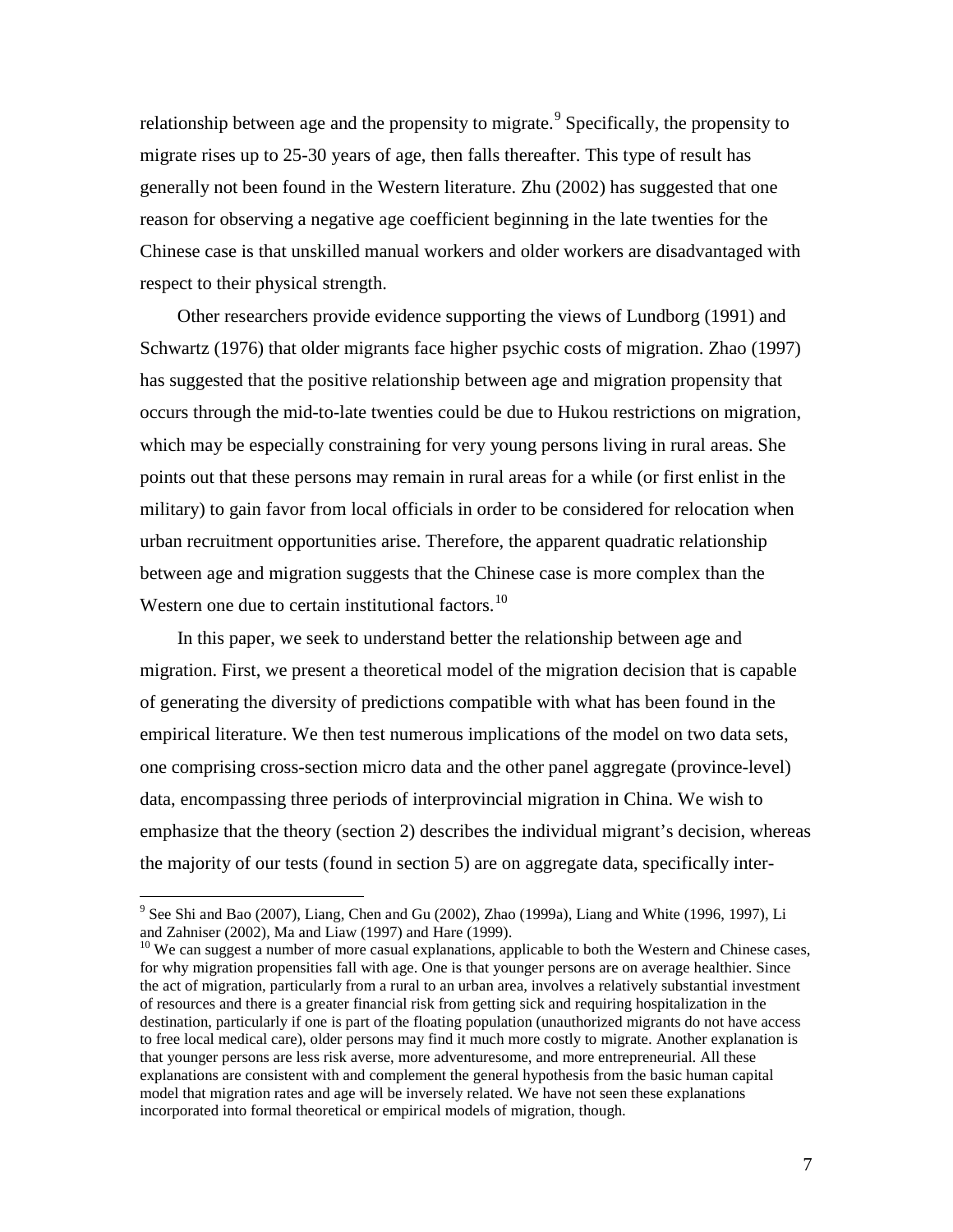relationship between age and the propensity to migrate.[9] Specifically, the propensity to migrate rises up to 25-30 years of age, then falls thereafter. This type of result has generally not been found in the Western literature. Zhu (2002) has suggested that one reason for observing a negative age coefficient beginning in the late twenties for the Chinese case is that unskilled manual workers and older workers are disadvantaged with respect to their physical strength.

Other researchers provide evidence supporting the views of Lundborg (1991) and Schwartz (1976) that older migrants face higher psychic costs of migration. Zhao (1997) has suggested that the positive relationship between age and migration propensity that occurs through the mid-to-late twenties could be due to Hukou restrictions on migration, which may be especially constraining for very young persons living in rural areas. She points out that these persons may remain in rural areas for a while (or first enlist in the military) to gain favor from local officials in order to be considered for relocation when urban recruitment opportunities arise. Therefore, the apparent quadratic relationship between age and migration suggests that the Chinese case is more complex than the Western one due to certain institutional factors.[10]

In this paper, we seek to understand better the relationship between age and migration. First, we present a theoretical model of the migration decision that is capable of generating the diversity of predictions compatible with what has been found in the empirical literature. We then test numerous implications of the model on two data sets, one comprising cross-section micro data and the other panel aggregate (province-level) data, encompassing three periods of interprovincial migration in China. We wish to emphasize that the theory (section 2) describes the individual migrant's decision, whereas the majority of our tests (found in section 5) are on aggregate data, specifically inter-

[9] See Shi and Bao (2007), Liang, Chen and Gu (2002), Zhao (1999a), Liang and White (1996, 1997), Li and Zahniser (2002), Ma and Liaw (1997) and Hare (1999).

[10] We can suggest a number of more casual explanations, applicable to both the Western and Chinese cases, for why migration propensities fall with age. One is that younger persons are on average healthier. Since the act of migration, particularly from a rural to an urban area, involves a relatively substantial investment of resources and there is a greater financial risk from getting sick and requiring hospitalization in the destination, particularly if one is part of the floating population (unauthorized migrants do not have access to free local medical care), older persons may find it much more costly to migrate. Another explanation is that younger persons are less risk averse, more adventuresome, and more entrepreneurial. All these explanations are consistent with and complement the general hypothesis from the basic human capital model that migration rates and age will be inversely related. We have not seen these explanations incorporated into formal theoretical or empirical models of migration, though.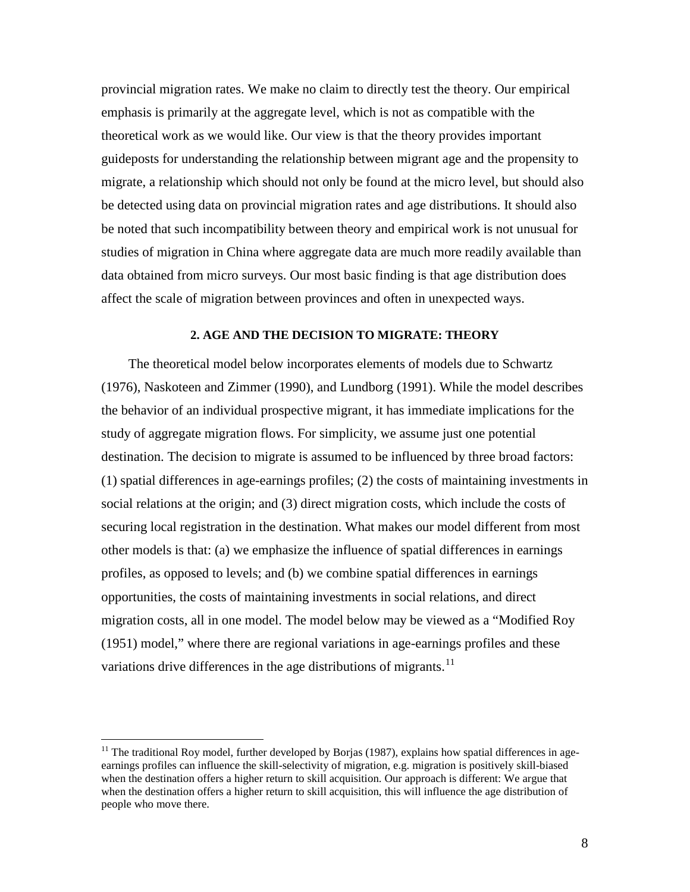provincial migration rates. We make no claim to directly test the theory. Our empirical emphasis is primarily at the aggregate level, which is not as compatible with the theoretical work as we would like. Our view is that the theory provides important guideposts for understanding the relationship between migrant age and the propensity to migrate, a relationship which should not only be found at the micro level, but should also be detected using data on provincial migration rates and age distributions. It should also be noted that such incompatibility between theory and empirical work is not unusual for studies of migration in China where aggregate data are much more readily available than data obtained from micro surveys. Our most basic finding is that age distribution does affect the scale of migration between provinces and often in unexpected ways.

## 2. AGE AND THE DECISION TO MIGRATE: THEORY

The theoretical model below incorporates elements of models due to Schwartz (1976), Naskoteen and Zimmer (1990), and Lundborg (1991). While the model describes the behavior of an individual prospective migrant, it has immediate implications for the study of aggregate migration flows. For simplicity, we assume just one potential destination. The decision to migrate is assumed to be influenced by three broad factors: (1) spatial differences in age-earnings profiles; (2) the costs of maintaining investments in social relations at the origin; and (3) direct migration costs, which include the costs of securing local registration in the destination. What makes our model different from most other models is that: (a) we emphasize the influence of spatial differences in earnings profiles, as opposed to levels; and (b) we combine spatial differences in earnings opportunities, the costs of maintaining investments in social relations, and direct migration costs, all in one model. The model below may be viewed as a "Modified Roy (1951) model," where there are regional variations in age-earnings profiles and these variations drive differences in the age distributions of migrants.[11]

[11] The traditional Roy model, further developed by Borjas (1987), explains how spatial differences in age-earnings profiles can influence the skill-selectivity of migration, e.g. migration is positively skill-biased when the destination offers a higher return to skill acquisition. Our approach is different: We argue that when the destination offers a higher return to skill acquisition, this will influence the age distribution of people who move there.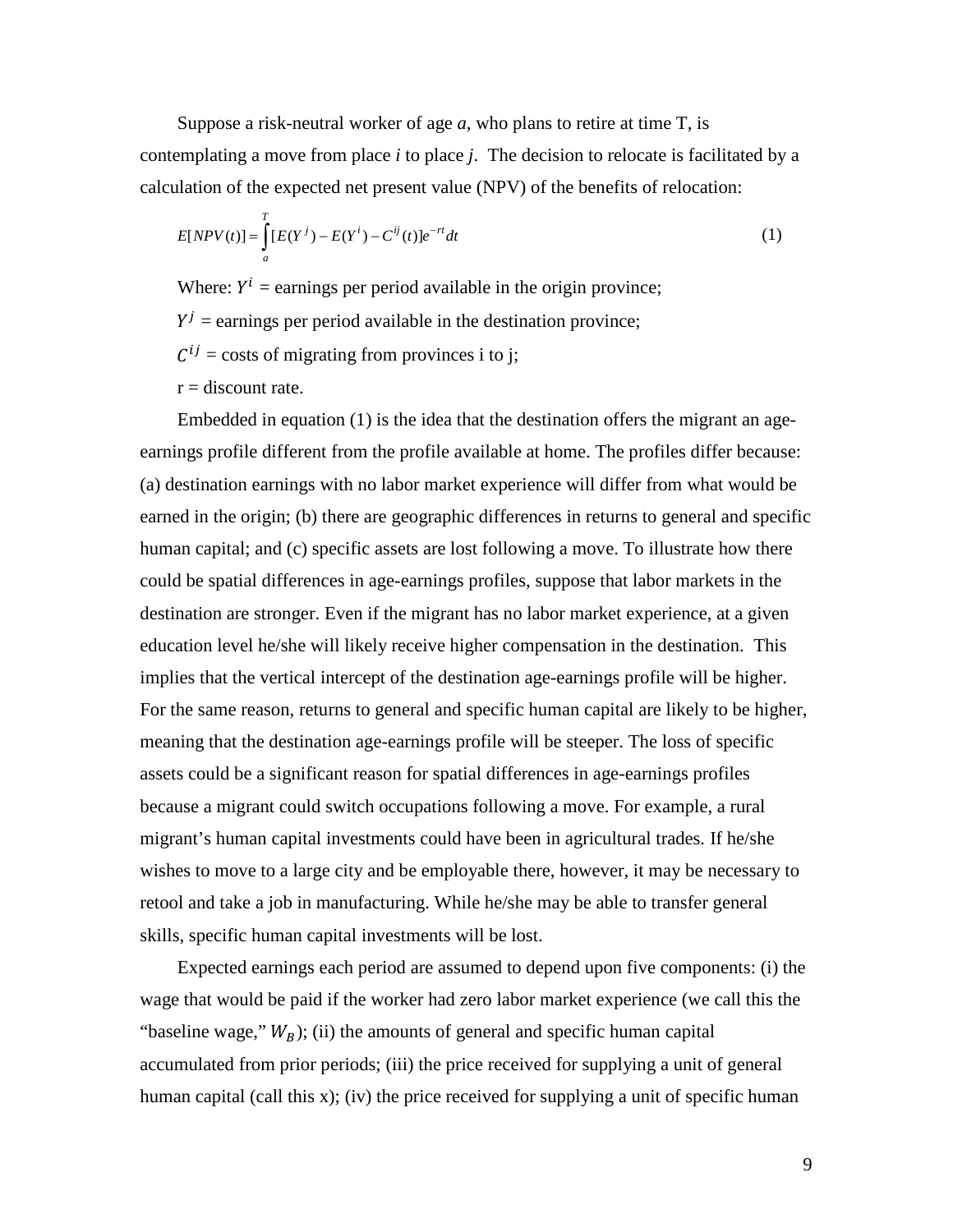Suppose a risk-neutral worker of age *a*, who plans to retire at time T, is contemplating a move from place *i* to place *j*. The decision to relocate is facilitated by a calculation of the expected net present value (NPV) of the benefits of relocation:

$$E[NPV(t)] = \int_{a}^{T} [E(Y^j) - E(Y^i) - C^{ij}(t)]e^{-rt} dt \tag{1}$$

Where: $Y^i$ = earnings per period available in the origin province;

$Y^j$ = earnings per period available in the destination province;

$C^{ij}$ = costs of migrating from provinces i to j;

r = discount rate.

Embedded in equation (1) is the idea that the destination offers the migrant an age-earnings profile different from the profile available at home. The profiles differ because: (a) destination earnings with no labor market experience will differ from what would be earned in the origin; (b) there are geographic differences in returns to general and specific human capital; and (c) specific assets are lost following a move. To illustrate how there could be spatial differences in age-earnings profiles, suppose that labor markets in the destination are stronger. Even if the migrant has no labor market experience, at a given education level he/she will likely receive higher compensation in the destination. This implies that the vertical intercept of the destination age-earnings profile will be higher. For the same reason, returns to general and specific human capital are likely to be higher, meaning that the destination age-earnings profile will be steeper. The loss of specific assets could be a significant reason for spatial differences in age-earnings profiles because a migrant could switch occupations following a move. For example, a rural migrant's human capital investments could have been in agricultural trades. If he/she wishes to move to a large city and be employable there, however, it may be necessary to retool and take a job in manufacturing. While he/she may be able to transfer general skills, specific human capital investments will be lost.

Expected earnings each period are assumed to depend upon five components: (i) the wage that would be paid if the worker had zero labor market experience (we call this the "baseline wage," $W_B$); (ii) the amounts of general and specific human capital accumulated from prior periods; (iii) the price received for supplying a unit of general human capital (call this x); (iv) the price received for supplying a unit of specific human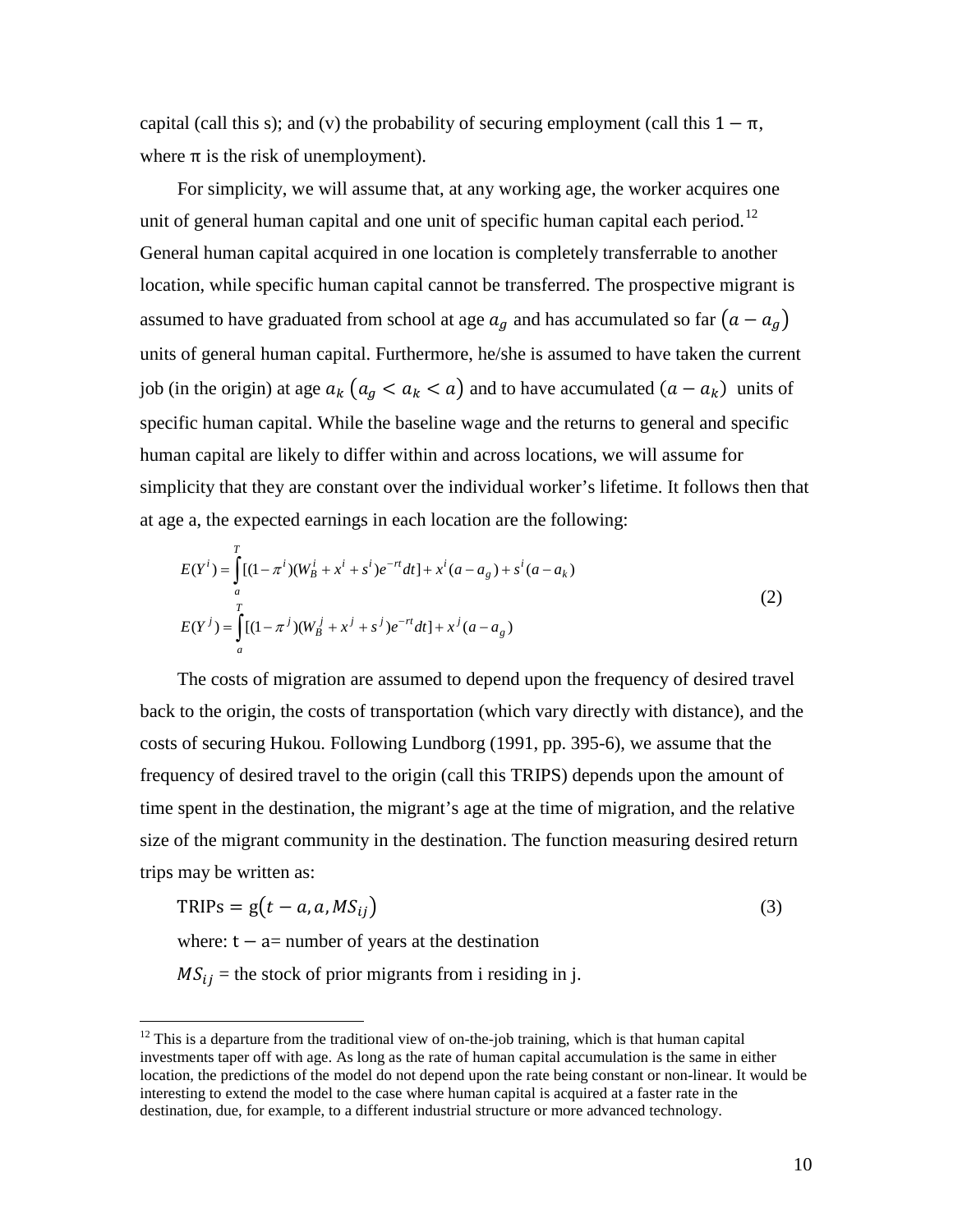capital (call this s); and (v) the probability of securing employment (call this $1 - \pi$, where $\pi$ is the risk of unemployment).

For simplicity, we will assume that, at any working age, the worker acquires one unit of general human capital and one unit of specific human capital each period.[12] General human capital acquired in one location is completely transferrable to another location, while specific human capital cannot be transferred. The prospective migrant is assumed to have graduated from school at age $a_g$ and has accumulated so far $(a - a_g)$ units of general human capital. Furthermore, he/she is assumed to have taken the current job (in the origin) at age $a_k$ $(a_g < a_k < a)$ and to have accumulated $(a - a_k)$ units of specific human capital. While the baseline wage and the returns to general and specific human capital are likely to differ within and across locations, we will assume for simplicity that they are constant over the individual worker's lifetime. It follows then that at age a, the expected earnings in each location are the following:

$$
\begin{aligned}
E(Y^i) &= \int_a^T [(1-\pi^i)(W_B^i + x^i + s^i)e^{-rt}dt] + x^i(a - a_g) + s^i(a - a_k) \\
E(Y^j) &= \int_a^T [(1-\pi^j)(W_B^j + x^j + s^j)e^{-rt}dt] + x^j(a - a_g)
\end{aligned}
\tag{2}
$$

The costs of migration are assumed to depend upon the frequency of desired travel back to the origin, the costs of transportation (which vary directly with distance), and the costs of securing Hukou. Following Lundborg (1991, pp. 395-6), we assume that the frequency of desired travel to the origin (call this TRIPS) depends upon the amount of time spent in the destination, the migrant's age at the time of migration, and the relative size of the migrant community in the destination. The function measuring desired return trips may be written as:

$$
\text{TRIPs} = g(t - a, a, MS_{ij}) \tag{3}
$$

where: $t - a$= number of years at the destination

$MS_{ij}$ = the stock of prior migrants from i residing in j.

[12] This is a departure from the traditional view of on-the-job training, which is that human capital investments taper off with age. As long as the rate of human capital accumulation is the same in either location, the predictions of the model do not depend upon the rate being constant or non-linear. It would be interesting to extend the model to the case where human capital is acquired at a faster rate in the destination, due, for example, to a different industrial structure or more advanced technology.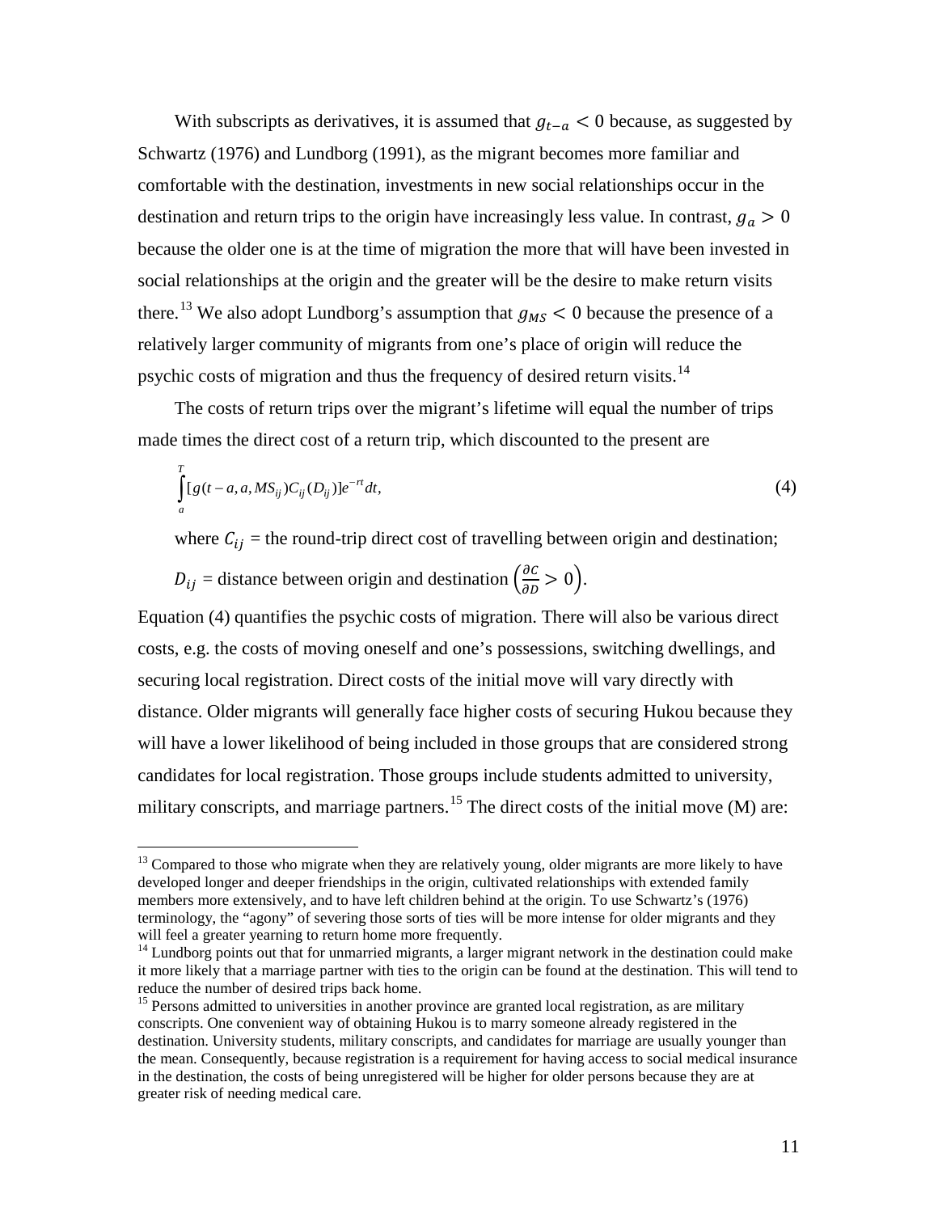With subscripts as derivatives, it is assumed that $g_{t-a} < 0$ because, as suggested by Schwartz (1976) and Lundborg (1991), as the migrant becomes more familiar and comfortable with the destination, investments in new social relationships occur in the destination and return trips to the origin have increasingly less value. In contrast, $g_a > 0$ because the older one is at the time of migration the more that will have been invested in social relationships at the origin and the greater will be the desire to make return visits there.[13] We also adopt Lundborg's assumption that $g_{MS} < 0$ because the presence of a relatively larger community of migrants from one's place of origin will reduce the psychic costs of migration and thus the frequency of desired return visits.[14]

The costs of return trips over the migrant's lifetime will equal the number of trips made times the direct cost of a return trip, which discounted to the present are

$$\int_{a}^{T} [g(t-a, a, MS_{ij}) C_{ij}(D_{ij})] e^{-rt} dt, \tag{4}$$

where $C_{ij}$ = the round-trip direct cost of travelling between origin and destination;

$D_{ij}$ = distance between origin and destination $\left(\frac{\partial C}{\partial D} > 0\right)$.

Equation (4) quantifies the psychic costs of migration. There will also be various direct costs, e.g. the costs of moving oneself and one's possessions, switching dwellings, and securing local registration. Direct costs of the initial move will vary directly with distance. Older migrants will generally face higher costs of securing Hukou because they will have a lower likelihood of being included in those groups that are considered strong candidates for local registration. Those groups include students admitted to university, military conscripts, and marriage partners.[15] The direct costs of the initial move (M) are:

---

[13] Compared to those who migrate when they are relatively young, older migrants are more likely to have developed longer and deeper friendships in the origin, cultivated relationships with extended family members more extensively, and to have left children behind at the origin. To use Schwartz's (1976) terminology, the "agony" of severing those sorts of ties will be more intense for older migrants and they will feel a greater yearning to return home more frequently.

[14] Lundborg points out that for unmarried migrants, a larger migrant network in the destination could make it more likely that a marriage partner with ties to the origin can be found at the destination. This will tend to reduce the number of desired trips back home.

[15] Persons admitted to universities in another province are granted local registration, as are military conscripts. One convenient way of obtaining Hukou is to marry someone already registered in the destination. University students, military conscripts, and candidates for marriage are usually younger than the mean. Consequently, because registration is a requirement for having access to social medical insurance in the destination, the costs of being unregistered will be higher for older persons because they are at greater risk of needing medical care.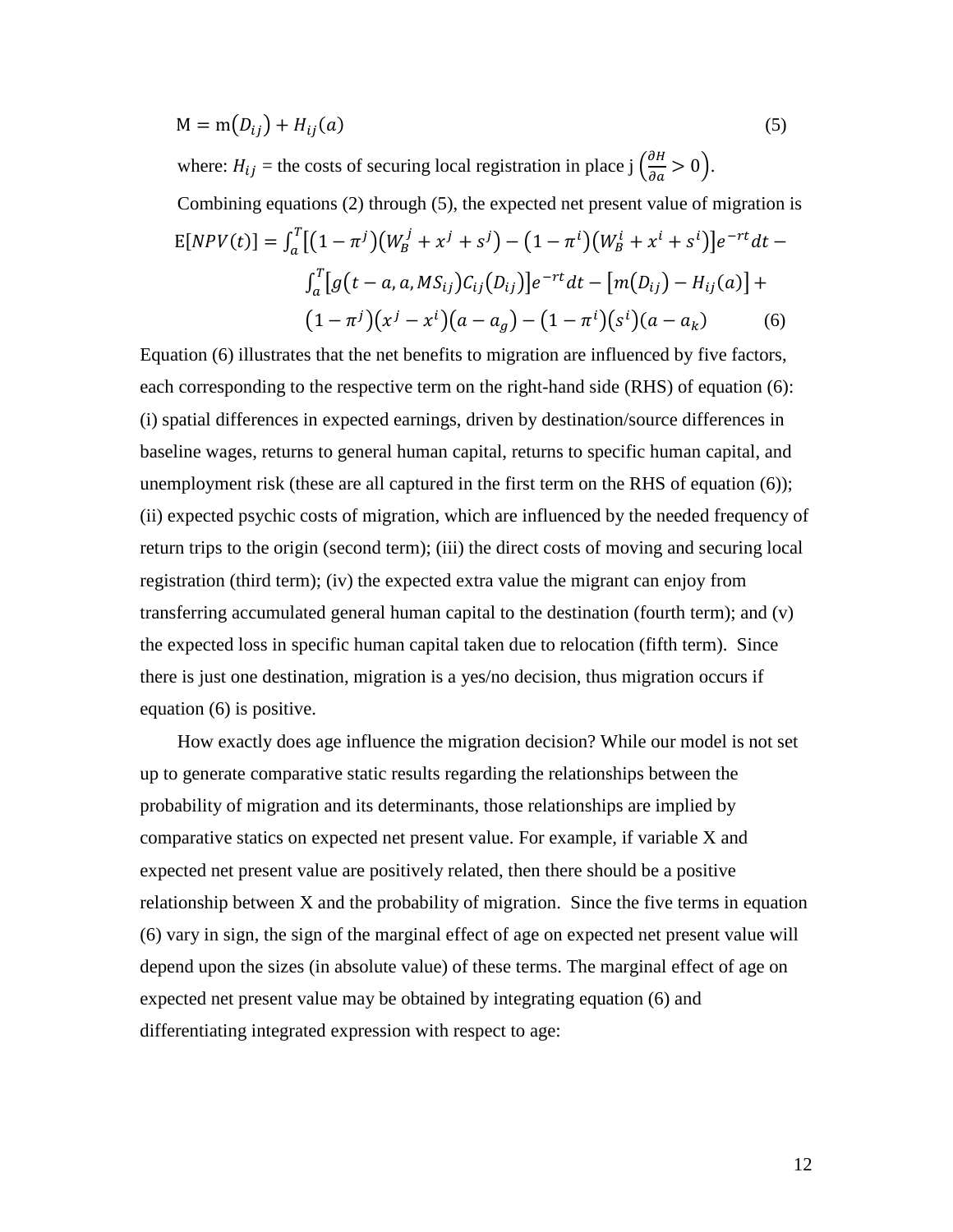$$\text{M} = \text{m}(D_{ij}) + H_{ij}(a) \tag{5}$$

where: $H_{ij}$ = the costs of securing local registration in place j $\left(\frac{\partial H}{\partial a} > 0\right)$.

Combining equations (2) through (5), the expected net present value of migration is

$$\text{E}[NPV(t)] = \int_a^T \left[\left(1-\pi^j\right)\left(W_B^j + x^j + s^j\right) - \left(1-\pi^i\right)\left(W_B^i + x^i + s^i\right)\right]e^{-rt}dt - \int_a^T \left[g\left(t-a, a, MS_{ij}\right)C_{ij}\left(D_{ij}\right)\right]e^{-rt}dt - \left[m\left(D_{ij}\right) - H_{ij}(a)\right] + \left(1-\pi^j\right)\left(x^j - x^i\right)\left(a - a_g\right) - \left(1-\pi^i\right)\left(s^i\right)\left(a - a_k\right) \tag{6}$$

Equation (6) illustrates that the net benefits to migration are influenced by five factors, each corresponding to the respective term on the right-hand side (RHS) of equation (6): (i) spatial differences in expected earnings, driven by destination/source differences in baseline wages, returns to general human capital, returns to specific human capital, and unemployment risk (these are all captured in the first term on the RHS of equation (6)); (ii) expected psychic costs of migration, which are influenced by the needed frequency of return trips to the origin (second term); (iii) the direct costs of moving and securing local registration (third term); (iv) the expected extra value the migrant can enjoy from transferring accumulated general human capital to the destination (fourth term); and (v) the expected loss in specific human capital taken due to relocation (fifth term). Since there is just one destination, migration is a yes/no decision, thus migration occurs if equation (6) is positive.

How exactly does age influence the migration decision? While our model is not set up to generate comparative static results regarding the relationships between the probability of migration and its determinants, those relationships are implied by comparative statics on expected net present value. For example, if variable X and expected net present value are positively related, then there should be a positive relationship between X and the probability of migration. Since the five terms in equation (6) vary in sign, the sign of the marginal effect of age on expected net present value will depend upon the sizes (in absolute value) of these terms. The marginal effect of age on expected net present value may be obtained by integrating equation (6) and differentiating integrated expression with respect to age: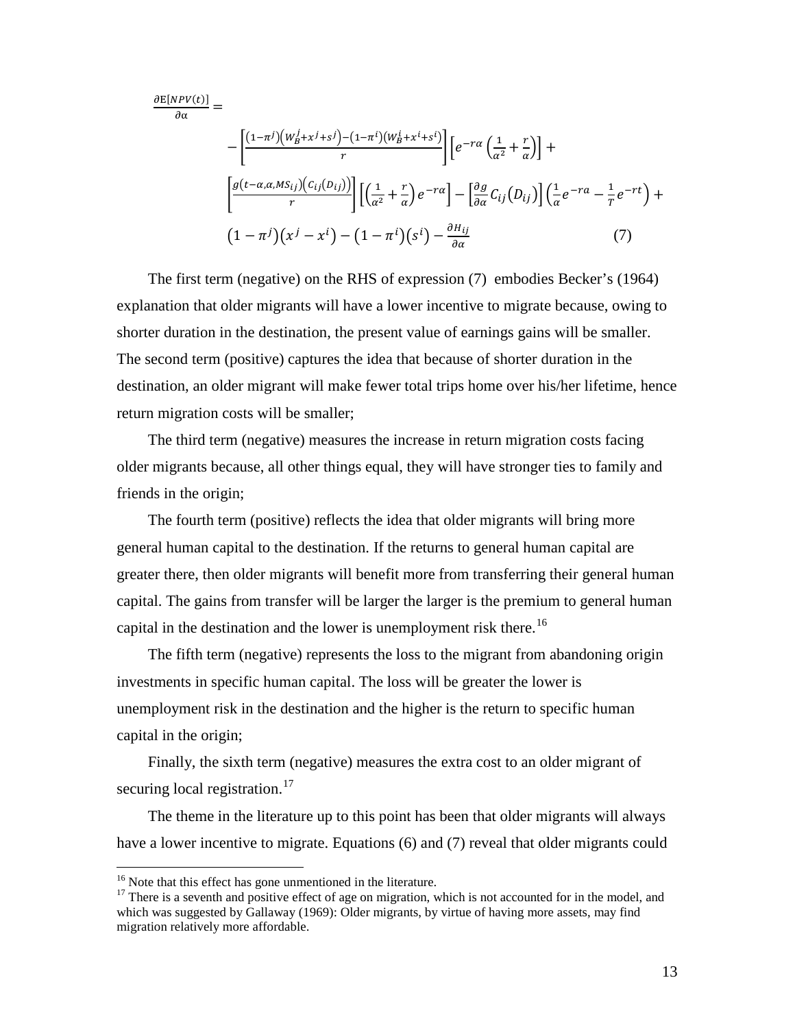$$
\frac{\partial \mathrm{E}[NPV(t)]}{\partial \alpha} =
$$

$$
-\left[\frac{(1-\pi^j)\left(W_B^j+x^j+s^j\right)-(1-\pi^i)\left(W_B^i+x^i+s^i\right)}{r}\right]\left[e^{-r\alpha}\left(\frac{1}{\alpha^2}+\frac{r}{\alpha}\right)\right]+
$$

$$
\left[\frac{g(t-\alpha,\alpha,MS_{ij})\left(C_{ij}(D_{ij})\right)}{r}\right]\left[\left(\frac{1}{\alpha^2}+\frac{r}{\alpha}\right)e^{-r\alpha}\right]-\left[\frac{\partial g}{\partial \alpha}C_{ij}\left(D_{ij}\right)\right]\left(\frac{1}{\alpha}e^{-ra}-\frac{1}{T}e^{-rt}\right)+
$$

$$
\left(1-\pi^j\right)\left(x^j-x^i\right)-\left(1-\pi^i\right)\left(s^i\right)-\frac{\partial H_{ij}}{\partial \alpha} \tag{7}
$$

The first term (negative) on the RHS of expression (7) embodies Becker's (1964) explanation that older migrants will have a lower incentive to migrate because, owing to shorter duration in the destination, the present value of earnings gains will be smaller. The second term (positive) captures the idea that because of shorter duration in the destination, an older migrant will make fewer total trips home over his/her lifetime, hence return migration costs will be smaller;

The third term (negative) measures the increase in return migration costs facing older migrants because, all other things equal, they will have stronger ties to family and friends in the origin;

The fourth term (positive) reflects the idea that older migrants will bring more general human capital to the destination. If the returns to general human capital are greater there, then older migrants will benefit more from transferring their general human capital. The gains from transfer will be larger the larger is the premium to general human capital in the destination and the lower is unemployment risk there.[16]

The fifth term (negative) represents the loss to the migrant from abandoning origin investments in specific human capital. The loss will be greater the lower is unemployment risk in the destination and the higher is the return to specific human capital in the origin;

Finally, the sixth term (negative) measures the extra cost to an older migrant of securing local registration.[17]

The theme in the literature up to this point has been that older migrants will always have a lower incentive to migrate. Equations (6) and (7) reveal that older migrants could

---

[16] Note that this effect has gone unmentioned in the literature.

[17] There is a seventh and positive effect of age on migration, which is not accounted for in the model, and which was suggested by Gallaway (1969): Older migrants, by virtue of having more assets, may find migration relatively more affordable.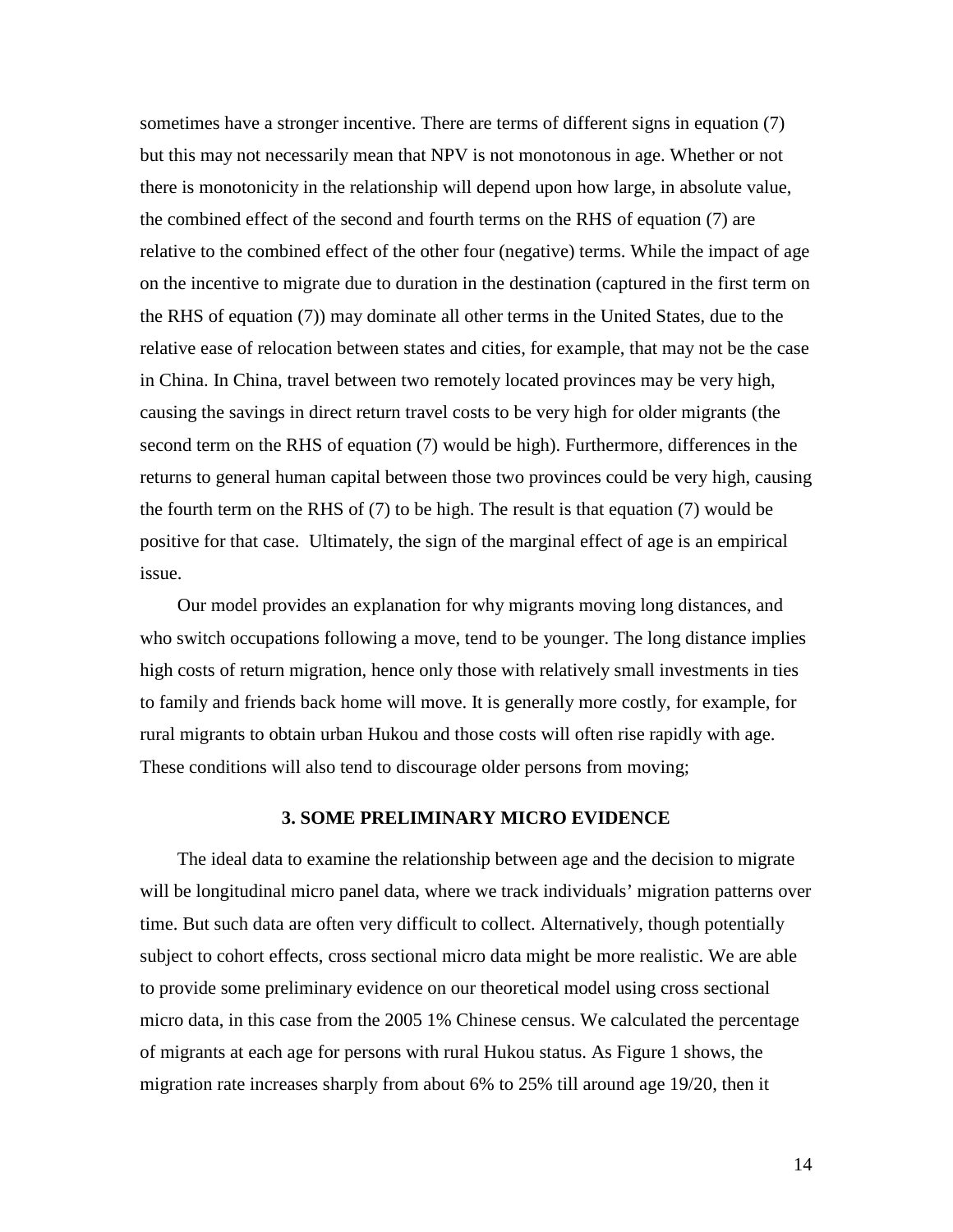sometimes have a stronger incentive. There are terms of different signs in equation (7) but this may not necessarily mean that NPV is not monotonous in age. Whether or not there is monotonicity in the relationship will depend upon how large, in absolute value, the combined effect of the second and fourth terms on the RHS of equation (7) are relative to the combined effect of the other four (negative) terms. While the impact of age on the incentive to migrate due to duration in the destination (captured in the first term on the RHS of equation (7)) may dominate all other terms in the United States, due to the relative ease of relocation between states and cities, for example, that may not be the case in China. In China, travel between two remotely located provinces may be very high, causing the savings in direct return travel costs to be very high for older migrants (the second term on the RHS of equation (7) would be high). Furthermore, differences in the returns to general human capital between those two provinces could be very high, causing the fourth term on the RHS of (7) to be high. The result is that equation (7) would be positive for that case. Ultimately, the sign of the marginal effect of age is an empirical issue.

Our model provides an explanation for why migrants moving long distances, and who switch occupations following a move, tend to be younger. The long distance implies high costs of return migration, hence only those with relatively small investments in ties to family and friends back home will move. It is generally more costly, for example, for rural migrants to obtain urban Hukou and those costs will often rise rapidly with age. These conditions will also tend to discourage older persons from moving;

## 3. SOME PRELIMINARY MICRO EVIDENCE

The ideal data to examine the relationship between age and the decision to migrate will be longitudinal micro panel data, where we track individuals' migration patterns over time. But such data are often very difficult to collect. Alternatively, though potentially subject to cohort effects, cross sectional micro data might be more realistic. We are able to provide some preliminary evidence on our theoretical model using cross sectional micro data, in this case from the 2005 1% Chinese census. We calculated the percentage of migrants at each age for persons with rural Hukou status. As Figure 1 shows, the migration rate increases sharply from about 6% to 25% till around age 19/20, then it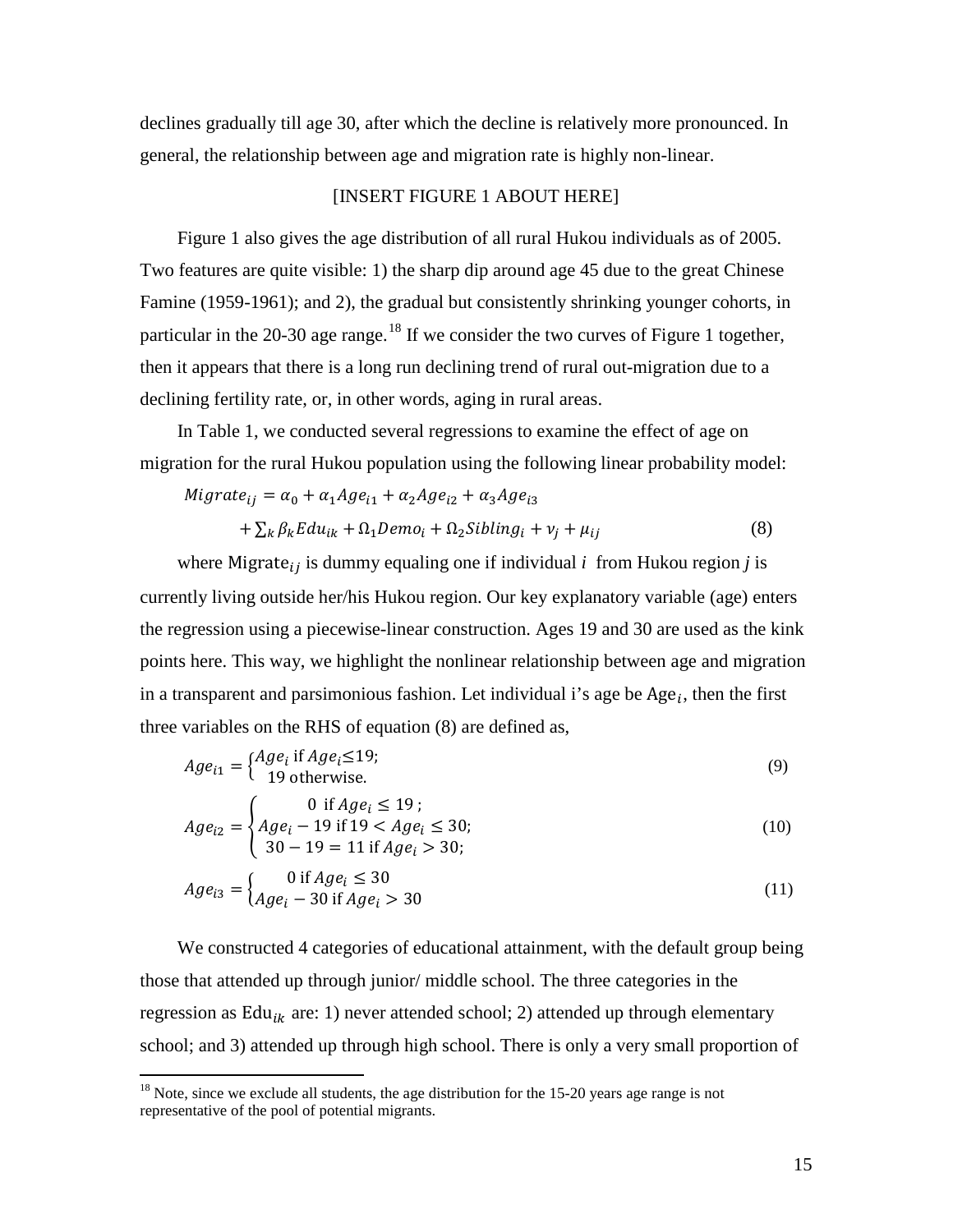declines gradually till age 30, after which the decline is relatively more pronounced. In general, the relationship between age and migration rate is highly non-linear.

[INSERT FIGURE 1 ABOUT HERE]

Figure 1 also gives the age distribution of all rural Hukou individuals as of 2005. Two features are quite visible: 1) the sharp dip around age 45 due to the great Chinese Famine (1959-1961); and 2), the gradual but consistently shrinking younger cohorts, in particular in the 20-30 age range.[18] If we consider the two curves of Figure 1 together, then it appears that there is a long run declining trend of rural out-migration due to a declining fertility rate, or, in other words, aging in rural areas.

In Table 1, we conducted several regressions to examine the effect of age on migration for the rural Hukou population using the following linear probability model:

$$Migrate_{ij} = \alpha_0 + \alpha_1 Age_{i1} + \alpha_2 Age_{i2} + \alpha_3 Age_{i3} + \sum_k \beta_k Edu_{ik} + \Omega_1 Demo_i + \Omega_2 Sibling_i + \nu_j + \mu_{ij} \quad (8)$$

where $\text{Migrate}_{ij}$ is dummy equaling one if individual $i$ from Hukou region $j$ is currently living outside her/his Hukou region. Our key explanatory variable (age) enters the regression using a piecewise-linear construction. Ages 19 and 30 are used as the kink points here. This way, we highlight the nonlinear relationship between age and migration in a transparent and parsimonious fashion. Let individual i's age be $\text{Age}_i$, then the first three variables on the RHS of equation (8) are defined as,

$$Age_{i1} = \begin{cases} Age_i \text{ if } Age_i \leq 19; \\ 19 \text{ otherwise.} \end{cases} \quad (9)$$

$$Age_{i2} = \begin{cases} 0 \text{ if } Age_i \leq 19; \\ Age_i - 19 \text{ if } 19 < Age_i \leq 30; \\ 30 - 19 = 11 \text{ if } Age_i > 30; \end{cases} \quad (10)$$

$$Age_{i3} = \begin{cases} 0 \text{ if } Age_i \leq 30 \\ Age_i - 30 \text{ if } Age_i > 30 \end{cases} \quad (11)$$

We constructed 4 categories of educational attainment, with the default group being those that attended up through junior/ middle school. The three categories in the regression as $\text{Edu}_{ik}$ are: 1) never attended school; 2) attended up through elementary school; and 3) attended up through high school. There is only a very small proportion of

[18] Note, since we exclude all students, the age distribution for the 15-20 years age range is not representative of the pool of potential migrants.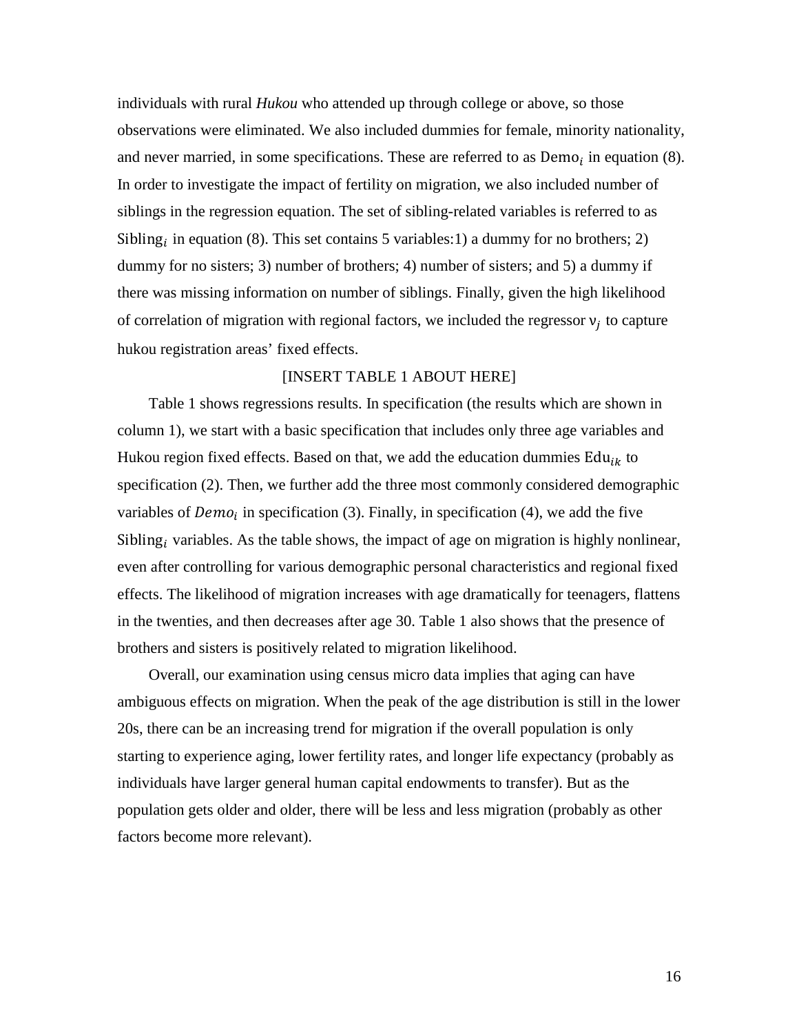individuals with rural *Hukou* who attended up through college or above, so those observations were eliminated. We also included dummies for female, minority nationality, and never married, in some specifications. These are referred to as $\text{Demo}_i$ in equation (8). In order to investigate the impact of fertility on migration, we also included number of siblings in the regression equation. The set of sibling-related variables is referred to as $\text{Sibling}_i$ in equation (8). This set contains 5 variables:1) a dummy for no brothers; 2) dummy for no sisters; 3) number of brothers; 4) number of sisters; and 5) a dummy if there was missing information on number of siblings. Finally, given the high likelihood of correlation of migration with regional factors, we included the regressor $\nu_j$ to capture hukou registration areas' fixed effects.

[INSERT TABLE 1 ABOUT HERE]

Table 1 shows regressions results. In specification (the results which are shown in column 1), we start with a basic specification that includes only three age variables and Hukou region fixed effects. Based on that, we add the education dummies $\text{Edu}_{ik}$ to specification (2). Then, we further add the three most commonly considered demographic variables of $Demo_i$ in specification (3). Finally, in specification (4), we add the five $\text{Sibling}_i$ variables. As the table shows, the impact of age on migration is highly nonlinear, even after controlling for various demographic personal characteristics and regional fixed effects. The likelihood of migration increases with age dramatically for teenagers, flattens in the twenties, and then decreases after age 30. Table 1 also shows that the presence of brothers and sisters is positively related to migration likelihood.

Overall, our examination using census micro data implies that aging can have ambiguous effects on migration. When the peak of the age distribution is still in the lower 20s, there can be an increasing trend for migration if the overall population is only starting to experience aging, lower fertility rates, and longer life expectancy (probably as individuals have larger general human capital endowments to transfer). But as the population gets older and older, there will be less and less migration (probably as other factors become more relevant).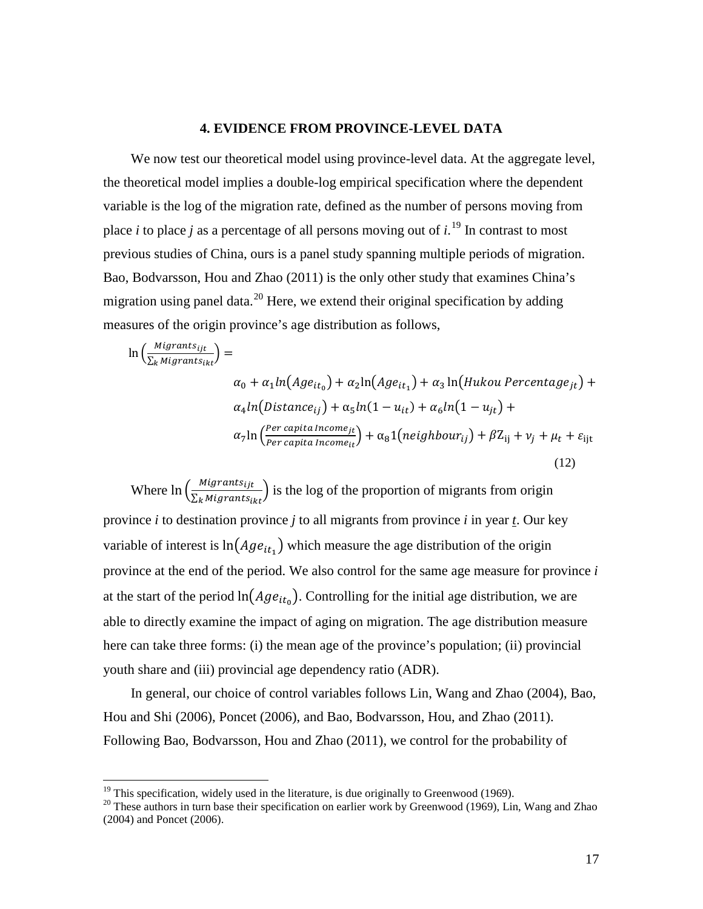## 4. EVIDENCE FROM PROVINCE-LEVEL DATA

We now test our theoretical model using province-level data. At the aggregate level, the theoretical model implies a double-log empirical specification where the dependent variable is the log of the migration rate, defined as the number of persons moving from place *i* to place *j* as a percentage of all persons moving out of *i*.[19] In contrast to most previous studies of China, ours is a panel study spanning multiple periods of migration. Bao, Bodvarsson, Hou and Zhao (2011) is the only other study that examines China's migration using panel data.[20] Here, we extend their original specification by adding measures of the origin province's age distribution as follows,

$$\ln\left(\frac{Migrants_{ijt}}{\sum_k Migrants_{ikt}}\right) = \alpha_0 + \alpha_1 ln(Age_{it_0}) + \alpha_2 \ln(Age_{it_1}) + \alpha_3 \ln(Hukou\ Percentage_{jt}) + \alpha_4 ln(Distance_{ij}) + \alpha_5 ln(1-u_{it}) + \alpha_6 ln(1-u_{jt}) + \alpha_7 \ln\left(\frac{Per\ capita\ Income_{jt}}{Per\ capita\ Income_{it}}\right) + \alpha_8 1(neighbour_{ij}) + \beta Z_{ij} + \nu_j + \mu_t + \varepsilon_{ijt} \quad (12)$$

Where $\ln\left(\frac{Migrants_{ijt}}{\sum_k Migrants_{ikt}}\right)$ is the log of the proportion of migrants from origin province *i* to destination province *j* to all migrants from province *i* in year *t*. Our key variable of interest is $\ln(Age_{it_1})$ which measure the age distribution of the origin province at the end of the period. We also control for the same age measure for province *i* at the start of the period $\ln(Age_{it_0})$. Controlling for the initial age distribution, we are able to directly examine the impact of aging on migration. The age distribution measure here can take three forms: (i) the mean age of the province's population; (ii) provincial youth share and (iii) provincial age dependency ratio (ADR).

In general, our choice of control variables follows Lin, Wang and Zhao (2004), Bao, Hou and Shi (2006), Poncet (2006), and Bao, Bodvarsson, Hou, and Zhao (2011). Following Bao, Bodvarsson, Hou and Zhao (2011), we control for the probability of

[19] This specification, widely used in the literature, is due originally to Greenwood (1969).

[20] These authors in turn base their specification on earlier work by Greenwood (1969), Lin, Wang and Zhao (2004) and Poncet (2006).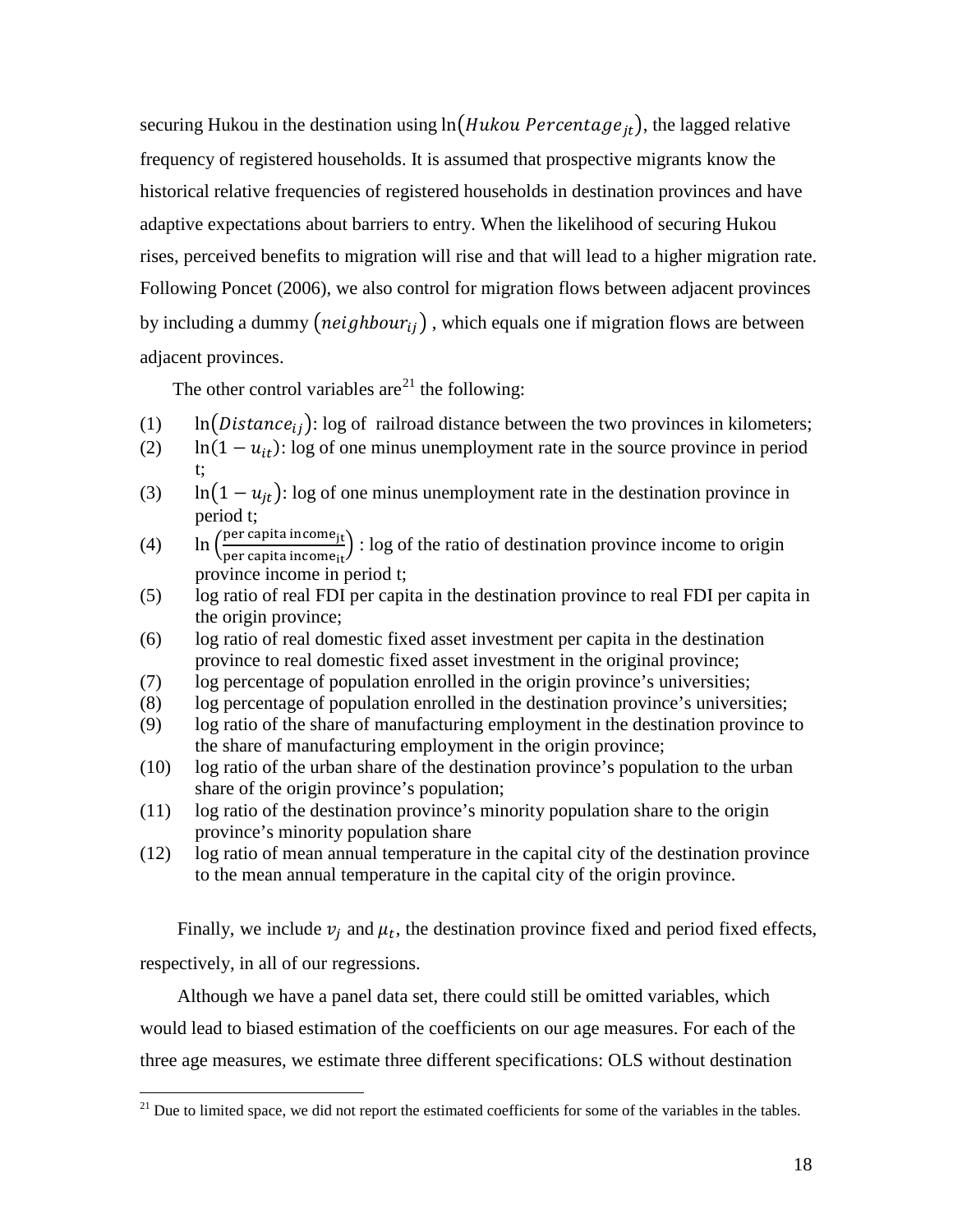securing Hukou in the destination using $\ln(Hukou\ Percentage_{jt})$, the lagged relative frequency of registered households. It is assumed that prospective migrants know the historical relative frequencies of registered households in destination provinces and have adaptive expectations about barriers to entry. When the likelihood of securing Hukou rises, perceived benefits to migration will rise and that will lead to a higher migration rate. Following Poncet (2006), we also control for migration flows between adjacent provinces by including a dummy $(neighbour_{ij})$, which equals one if migration flows are between adjacent provinces.

The other control variables are[21] the following:

(1) $\ln(Distance_{ij})$: log of railroad distance between the two provinces in kilometers;
(2) $\ln(1-u_{it})$: log of one minus unemployment rate in the source province in period t;
(3) $\ln(1-u_{jt})$: log of one minus unemployment rate in the destination province in period t;
(4) $\ln\left(\frac{\text{per capita income}_{jt}}{\text{per capita income}_{it}}\right)$ : log of the ratio of destination province income to origin province income in period t;
(5) log ratio of real FDI per capita in the destination province to real FDI per capita in the origin province;
(6) log ratio of real domestic fixed asset investment per capita in the destination province to real domestic fixed asset investment in the original province;
(7) log percentage of population enrolled in the origin province's universities;
(8) log percentage of population enrolled in the destination province's universities;
(9) log ratio of the share of manufacturing employment in the destination province to the share of manufacturing employment in the origin province;
(10) log ratio of the urban share of the destination province's population to the urban share of the origin province's population;
(11) log ratio of the destination province's minority population share to the origin province's minority population share
(12) log ratio of mean annual temperature in the capital city of the destination province to the mean annual temperature in the capital city of the origin province.

Finally, we include $v_j$ and $\mu_t$, the destination province fixed and period fixed effects, respectively, in all of our regressions.

Although we have a panel data set, there could still be omitted variables, which would lead to biased estimation of the coefficients on our age measures. For each of the three age measures, we estimate three different specifications: OLS without destination

[21] Due to limited space, we did not report the estimated coefficients for some of the variables in the tables.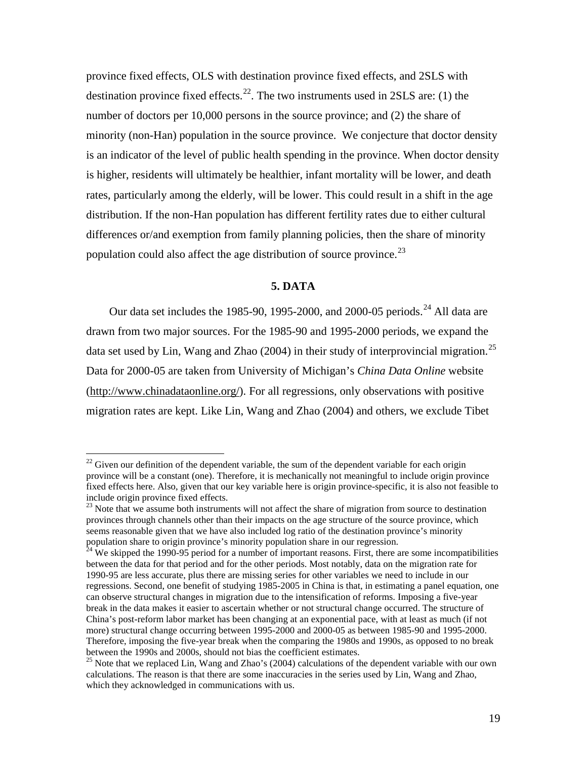province fixed effects, OLS with destination province fixed effects, and 2SLS with destination province fixed effects.[22]. The two instruments used in 2SLS are: (1) the number of doctors per 10,000 persons in the source province; and (2) the share of minority (non-Han) population in the source province. We conjecture that doctor density is an indicator of the level of public health spending in the province. When doctor density is higher, residents will ultimately be healthier, infant mortality will be lower, and death rates, particularly among the elderly, will be lower. This could result in a shift in the age distribution. If the non-Han population has different fertility rates due to either cultural differences or/and exemption from family planning policies, then the share of minority population could also affect the age distribution of source province.[23]

## 5. DATA

Our data set includes the 1985-90, 1995-2000, and 2000-05 periods.[24] All data are drawn from two major sources. For the 1985-90 and 1995-2000 periods, we expand the data set used by Lin, Wang and Zhao (2004) in their study of interprovincial migration.[25] Data for 2000-05 are taken from University of Michigan's *China Data Online* website (http://www.chinadataonline.org/). For all regressions, only observations with positive migration rates are kept. Like Lin, Wang and Zhao (2004) and others, we exclude Tibet

---

[22] Given our definition of the dependent variable, the sum of the dependent variable for each origin province will be a constant (one). Therefore, it is mechanically not meaningful to include origin province fixed effects here. Also, given that our key variable here is origin province-specific, it is also not feasible to include origin province fixed effects.

[23] Note that we assume both instruments will not affect the share of migration from source to destination provinces through channels other than their impacts on the age structure of the source province, which seems reasonable given that we have also included log ratio of the destination province's minority population share to origin province's minority population share in our regression.

[24] We skipped the 1990-95 period for a number of important reasons. First, there are some incompatibilities between the data for that period and for the other periods. Most notably, data on the migration rate for 1990-95 are less accurate, plus there are missing series for other variables we need to include in our regressions. Second, one benefit of studying 1985-2005 in China is that, in estimating a panel equation, one can observe structural changes in migration due to the intensification of reforms. Imposing a five-year break in the data makes it easier to ascertain whether or not structural change occurred. The structure of China's post-reform labor market has been changing at an exponential pace, with at least as much (if not more) structural change occurring between 1995-2000 and 2000-05 as between 1985-90 and 1995-2000. Therefore, imposing the five-year break when the comparing the 1980s and 1990s, as opposed to no break between the 1990s and 2000s, should not bias the coefficient estimates.

[25] Note that we replaced Lin, Wang and Zhao's (2004) calculations of the dependent variable with our own calculations. The reason is that there are some inaccuracies in the series used by Lin, Wang and Zhao, which they acknowledged in communications with us.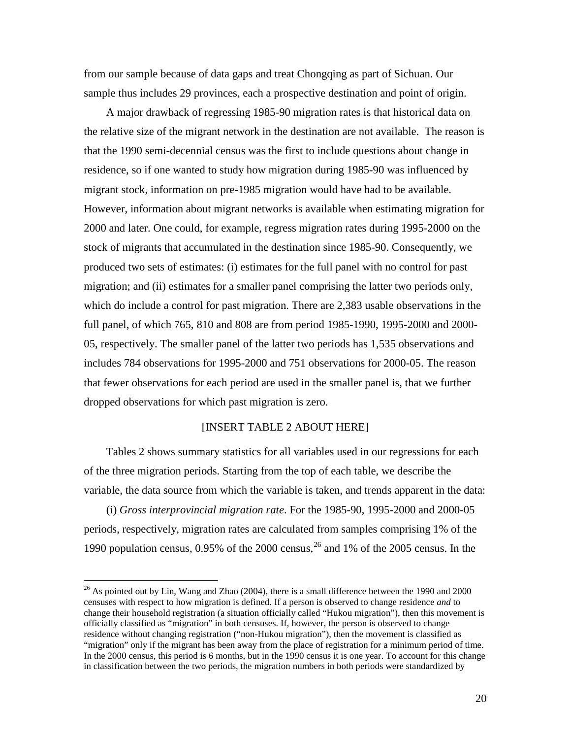from our sample because of data gaps and treat Chongqing as part of Sichuan. Our sample thus includes 29 provinces, each a prospective destination and point of origin.

A major drawback of regressing 1985-90 migration rates is that historical data on the relative size of the migrant network in the destination are not available. The reason is that the 1990 semi-decennial census was the first to include questions about change in residence, so if one wanted to study how migration during 1985-90 was influenced by migrant stock, information on pre-1985 migration would have had to be available. However, information about migrant networks is available when estimating migration for 2000 and later. One could, for example, regress migration rates during 1995-2000 on the stock of migrants that accumulated in the destination since 1985-90. Consequently, we produced two sets of estimates: (i) estimates for the full panel with no control for past migration; and (ii) estimates for a smaller panel comprising the latter two periods only, which do include a control for past migration. There are 2,383 usable observations in the full panel, of which 765, 810 and 808 are from period 1985-1990, 1995-2000 and 2000-05, respectively. The smaller panel of the latter two periods has 1,535 observations and includes 784 observations for 1995-2000 and 751 observations for 2000-05. The reason that fewer observations for each period are used in the smaller panel is, that we further dropped observations for which past migration is zero.

[INSERT TABLE 2 ABOUT HERE]

Tables 2 shows summary statistics for all variables used in our regressions for each of the three migration periods. Starting from the top of each table, we describe the variable, the data source from which the variable is taken, and trends apparent in the data:

(i) *Gross interprovincial migration rate*. For the 1985-90, 1995-2000 and 2000-05 periods, respectively, migration rates are calculated from samples comprising 1% of the 1990 population census, 0.95% of the 2000 census,[26] and 1% of the 2005 census. In the

[26] As pointed out by Lin, Wang and Zhao (2004), there is a small difference between the 1990 and 2000 censuses with respect to how migration is defined. If a person is observed to change residence *and* to change their household registration (a situation officially called "Hukou migration"), then this movement is officially classified as "migration" in both censuses. If, however, the person is observed to change residence without changing registration ("non-Hukou migration"), then the movement is classified as "migration" only if the migrant has been away from the place of registration for a minimum period of time. In the 2000 census, this period is 6 months, but in the 1990 census it is one year. To account for this change in classification between the two periods, the migration numbers in both periods were standardized by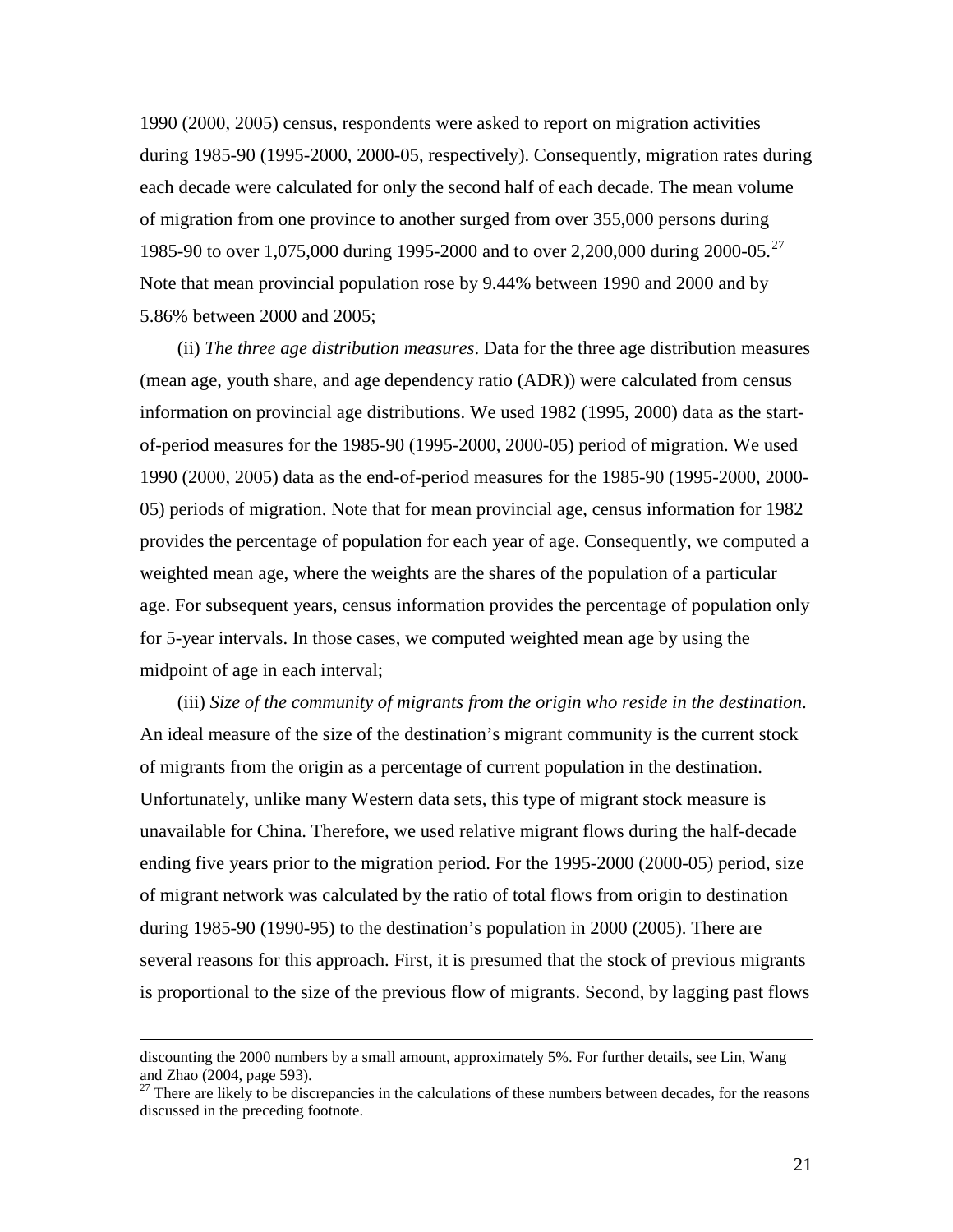1990 (2000, 2005) census, respondents were asked to report on migration activities during 1985-90 (1995-2000, 2000-05, respectively). Consequently, migration rates during each decade were calculated for only the second half of each decade. The mean volume of migration from one province to another surged from over 355,000 persons during 1985-90 to over 1,075,000 during 1995-2000 and to over 2,200,000 during 2000-05.[27] Note that mean provincial population rose by 9.44% between 1990 and 2000 and by 5.86% between 2000 and 2005;

(ii) *The three age distribution measures*. Data for the three age distribution measures (mean age, youth share, and age dependency ratio (ADR)) were calculated from census information on provincial age distributions. We used 1982 (1995, 2000) data as the start-of-period measures for the 1985-90 (1995-2000, 2000-05) period of migration. We used 1990 (2000, 2005) data as the end-of-period measures for the 1985-90 (1995-2000, 2000-05) periods of migration. Note that for mean provincial age, census information for 1982 provides the percentage of population for each year of age. Consequently, we computed a weighted mean age, where the weights are the shares of the population of a particular age. For subsequent years, census information provides the percentage of population only for 5-year intervals. In those cases, we computed weighted mean age by using the midpoint of age in each interval;

(iii) *Size of the community of migrants from the origin who reside in the destination*. An ideal measure of the size of the destination's migrant community is the current stock of migrants from the origin as a percentage of current population in the destination. Unfortunately, unlike many Western data sets, this type of migrant stock measure is unavailable for China. Therefore, we used relative migrant flows during the half-decade ending five years prior to the migration period. For the 1995-2000 (2000-05) period, size of migrant network was calculated by the ratio of total flows from origin to destination during 1985-90 (1990-95) to the destination's population in 2000 (2005). There are several reasons for this approach. First, it is presumed that the stock of previous migrants is proportional to the size of the previous flow of migrants. Second, by lagging past flows

---

discounting the 2000 numbers by a small amount, approximately 5%. For further details, see Lin, Wang and Zhao (2004, page 593).

[27] There are likely to be discrepancies in the calculations of these numbers between decades, for the reasons discussed in the preceding footnote.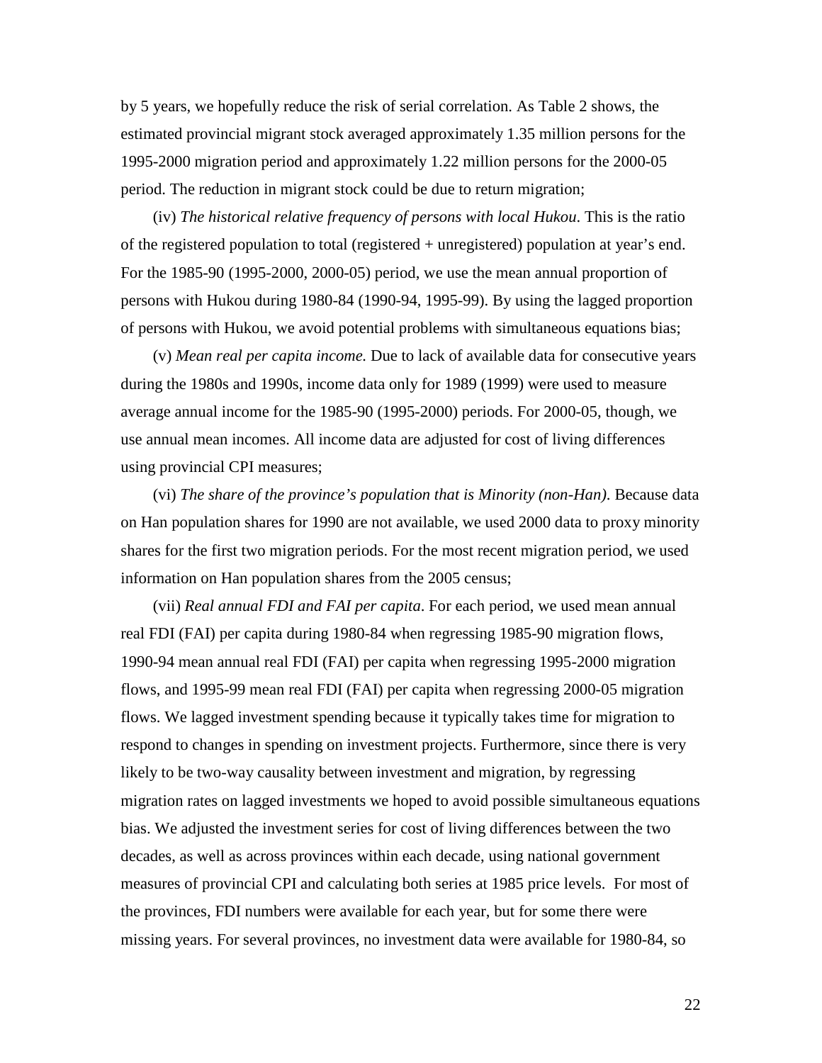by 5 years, we hopefully reduce the risk of serial correlation. As Table 2 shows, the estimated provincial migrant stock averaged approximately 1.35 million persons for the 1995-2000 migration period and approximately 1.22 million persons for the 2000-05 period. The reduction in migrant stock could be due to return migration;

(iv) *The historical relative frequency of persons with local Hukou*. This is the ratio of the registered population to total (registered + unregistered) population at year's end. For the 1985-90 (1995-2000, 2000-05) period, we use the mean annual proportion of persons with Hukou during 1980-84 (1990-94, 1995-99). By using the lagged proportion of persons with Hukou, we avoid potential problems with simultaneous equations bias;

(v) *Mean real per capita income.* Due to lack of available data for consecutive years during the 1980s and 1990s, income data only for 1989 (1999) were used to measure average annual income for the 1985-90 (1995-2000) periods. For 2000-05, though, we use annual mean incomes. All income data are adjusted for cost of living differences using provincial CPI measures;

(vi) *The share of the province's population that is Minority (non-Han)*. Because data on Han population shares for 1990 are not available, we used 2000 data to proxy minority shares for the first two migration periods. For the most recent migration period, we used information on Han population shares from the 2005 census;

(vii) *Real annual FDI and FAI per capita*. For each period, we used mean annual real FDI (FAI) per capita during 1980-84 when regressing 1985-90 migration flows, 1990-94 mean annual real FDI (FAI) per capita when regressing 1995-2000 migration flows, and 1995-99 mean real FDI (FAI) per capita when regressing 2000-05 migration flows. We lagged investment spending because it typically takes time for migration to respond to changes in spending on investment projects. Furthermore, since there is very likely to be two-way causality between investment and migration, by regressing migration rates on lagged investments we hoped to avoid possible simultaneous equations bias. We adjusted the investment series for cost of living differences between the two decades, as well as across provinces within each decade, using national government measures of provincial CPI and calculating both series at 1985 price levels. For most of the provinces, FDI numbers were available for each year, but for some there were missing years. For several provinces, no investment data were available for 1980-84, so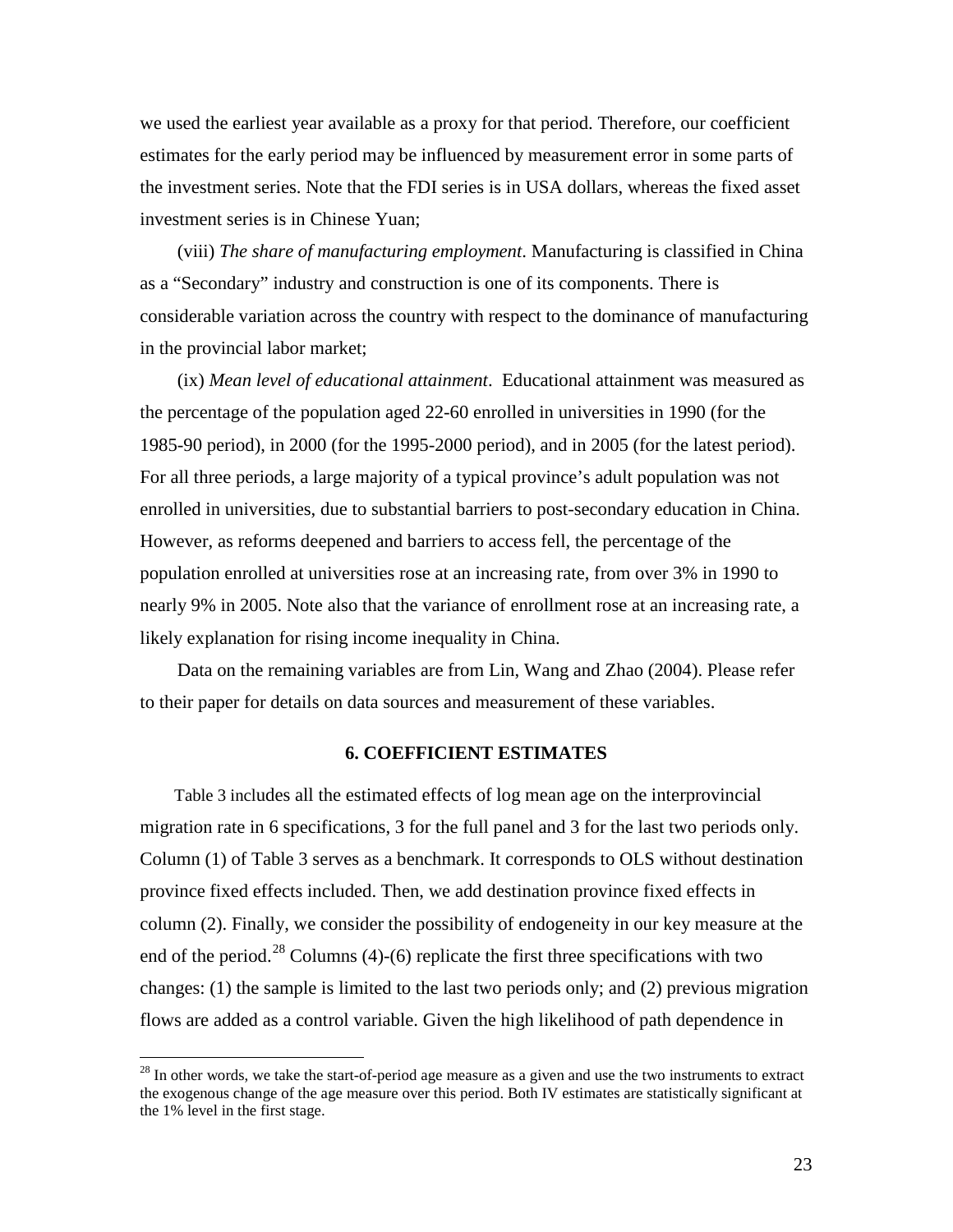we used the earliest year available as a proxy for that period. Therefore, our coefficient estimates for the early period may be influenced by measurement error in some parts of the investment series. Note that the FDI series is in USA dollars, whereas the fixed asset investment series is in Chinese Yuan;

(viii) *The share of manufacturing employment*. Manufacturing is classified in China as a "Secondary" industry and construction is one of its components. There is considerable variation across the country with respect to the dominance of manufacturing in the provincial labor market;

(ix) *Mean level of educational attainment*. Educational attainment was measured as the percentage of the population aged 22-60 enrolled in universities in 1990 (for the 1985-90 period), in 2000 (for the 1995-2000 period), and in 2005 (for the latest period). For all three periods, a large majority of a typical province's adult population was not enrolled in universities, due to substantial barriers to post-secondary education in China. However, as reforms deepened and barriers to access fell, the percentage of the population enrolled at universities rose at an increasing rate, from over 3% in 1990 to nearly 9% in 2005. Note also that the variance of enrollment rose at an increasing rate, a likely explanation for rising income inequality in China.

Data on the remaining variables are from Lin, Wang and Zhao (2004). Please refer to their paper for details on data sources and measurement of these variables.

## 6. COEFFICIENT ESTIMATES

Table 3 includes all the estimated effects of log mean age on the interprovincial migration rate in 6 specifications, 3 for the full panel and 3 for the last two periods only. Column (1) of Table 3 serves as a benchmark. It corresponds to OLS without destination province fixed effects included. Then, we add destination province fixed effects in column (2). Finally, we consider the possibility of endogeneity in our key measure at the end of the period.[28] Columns (4)-(6) replicate the first three specifications with two changes: (1) the sample is limited to the last two periods only; and (2) previous migration flows are added as a control variable. Given the high likelihood of path dependence in

[28] In other words, we take the start-of-period age measure as a given and use the two instruments to extract the exogenous change of the age measure over this period. Both IV estimates are statistically significant at the 1% level in the first stage.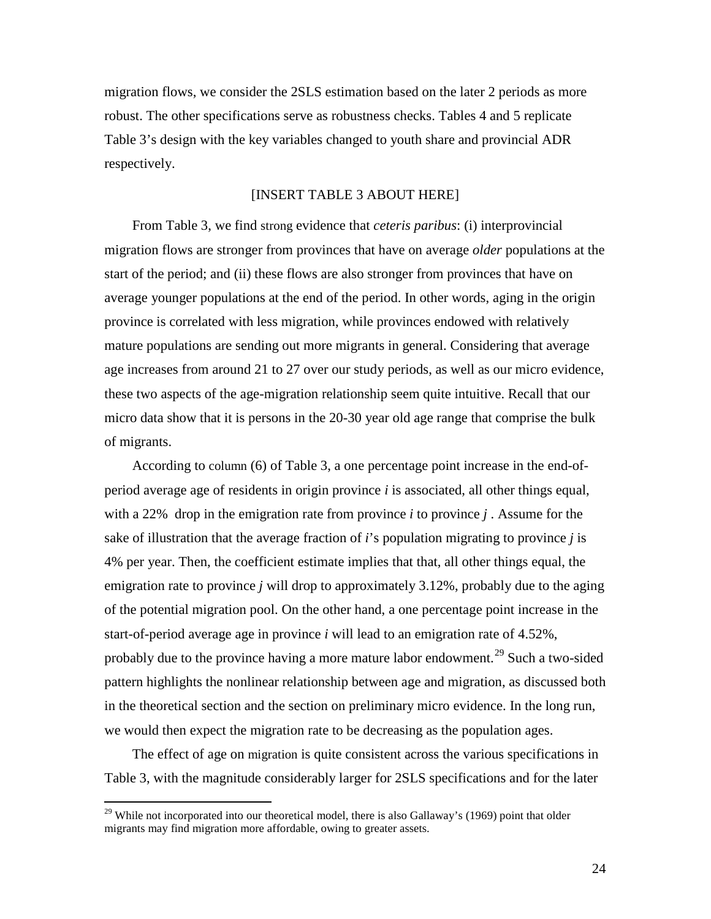migration flows, we consider the 2SLS estimation based on the later 2 periods as more robust. The other specifications serve as robustness checks. Tables 4 and 5 replicate Table 3's design with the key variables changed to youth share and provincial ADR respectively.

[INSERT TABLE 3 ABOUT HERE]

From Table 3, we find strong evidence that *ceteris paribus*: (i) interprovincial migration flows are stronger from provinces that have on average *older* populations at the start of the period; and (ii) these flows are also stronger from provinces that have on average younger populations at the end of the period. In other words, aging in the origin province is correlated with less migration, while provinces endowed with relatively mature populations are sending out more migrants in general. Considering that average age increases from around 21 to 27 over our study periods, as well as our micro evidence, these two aspects of the age-migration relationship seem quite intuitive. Recall that our micro data show that it is persons in the 20-30 year old age range that comprise the bulk of migrants.

According to column (6) of Table 3, a one percentage point increase in the end-of-period average age of residents in origin province $i$ is associated, all other things equal, with a 22% drop in the emigration rate from province $i$ to province $j$ . Assume for the sake of illustration that the average fraction of $i$'s population migrating to province $j$ is 4% per year. Then, the coefficient estimate implies that that, all other things equal, the emigration rate to province $j$ will drop to approximately 3.12%, probably due to the aging of the potential migration pool. On the other hand, a one percentage point increase in the start-of-period average age in province $i$ will lead to an emigration rate of 4.52%, probably due to the province having a more mature labor endowment.[29] Such a two-sided pattern highlights the nonlinear relationship between age and migration, as discussed both in the theoretical section and the section on preliminary micro evidence. In the long run, we would then expect the migration rate to be decreasing as the population ages.

The effect of age on migration is quite consistent across the various specifications in Table 3, with the magnitude considerably larger for 2SLS specifications and for the later

[29] While not incorporated into our theoretical model, there is also Gallaway's (1969) point that older migrants may find migration more affordable, owing to greater assets.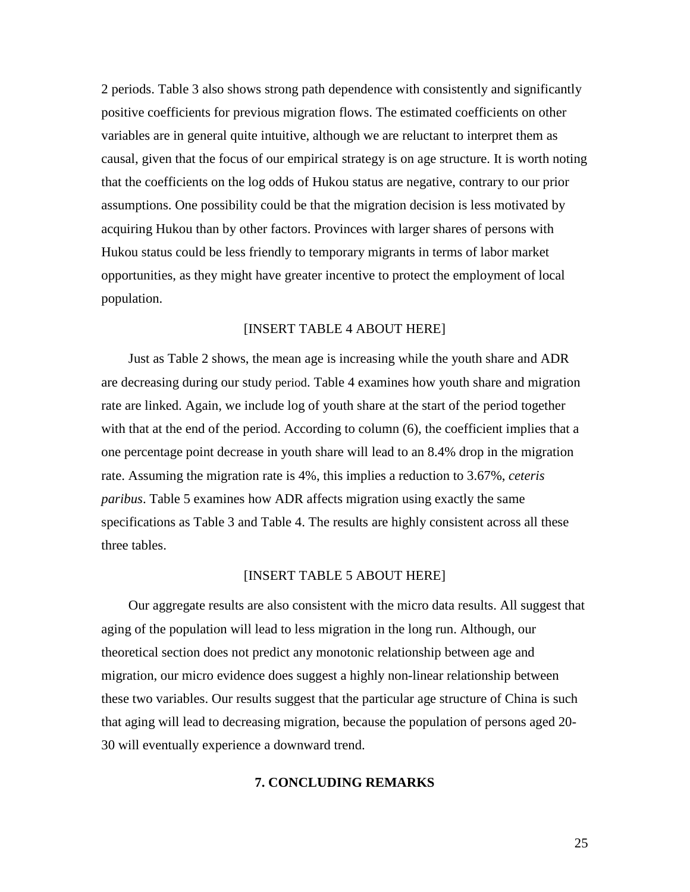2 periods. Table 3 also shows strong path dependence with consistently and significantly positive coefficients for previous migration flows. The estimated coefficients on other variables are in general quite intuitive, although we are reluctant to interpret them as causal, given that the focus of our empirical strategy is on age structure. It is worth noting that the coefficients on the log odds of Hukou status are negative, contrary to our prior assumptions. One possibility could be that the migration decision is less motivated by acquiring Hukou than by other factors. Provinces with larger shares of persons with Hukou status could be less friendly to temporary migrants in terms of labor market opportunities, as they might have greater incentive to protect the employment of local population.

[INSERT TABLE 4 ABOUT HERE]

Just as Table 2 shows, the mean age is increasing while the youth share and ADR are decreasing during our study period. Table 4 examines how youth share and migration rate are linked. Again, we include log of youth share at the start of the period together with that at the end of the period. According to column (6), the coefficient implies that a one percentage point decrease in youth share will lead to an 8.4% drop in the migration rate. Assuming the migration rate is 4%, this implies a reduction to 3.67%, *ceteris paribus*. Table 5 examines how ADR affects migration using exactly the same specifications as Table 3 and Table 4. The results are highly consistent across all these three tables.

[INSERT TABLE 5 ABOUT HERE]

Our aggregate results are also consistent with the micro data results. All suggest that aging of the population will lead to less migration in the long run. Although, our theoretical section does not predict any monotonic relationship between age and migration, our micro evidence does suggest a highly non-linear relationship between these two variables. Our results suggest that the particular age structure of China is such that aging will lead to decreasing migration, because the population of persons aged 20-30 will eventually experience a downward trend.

## 7. CONCLUDING REMARKS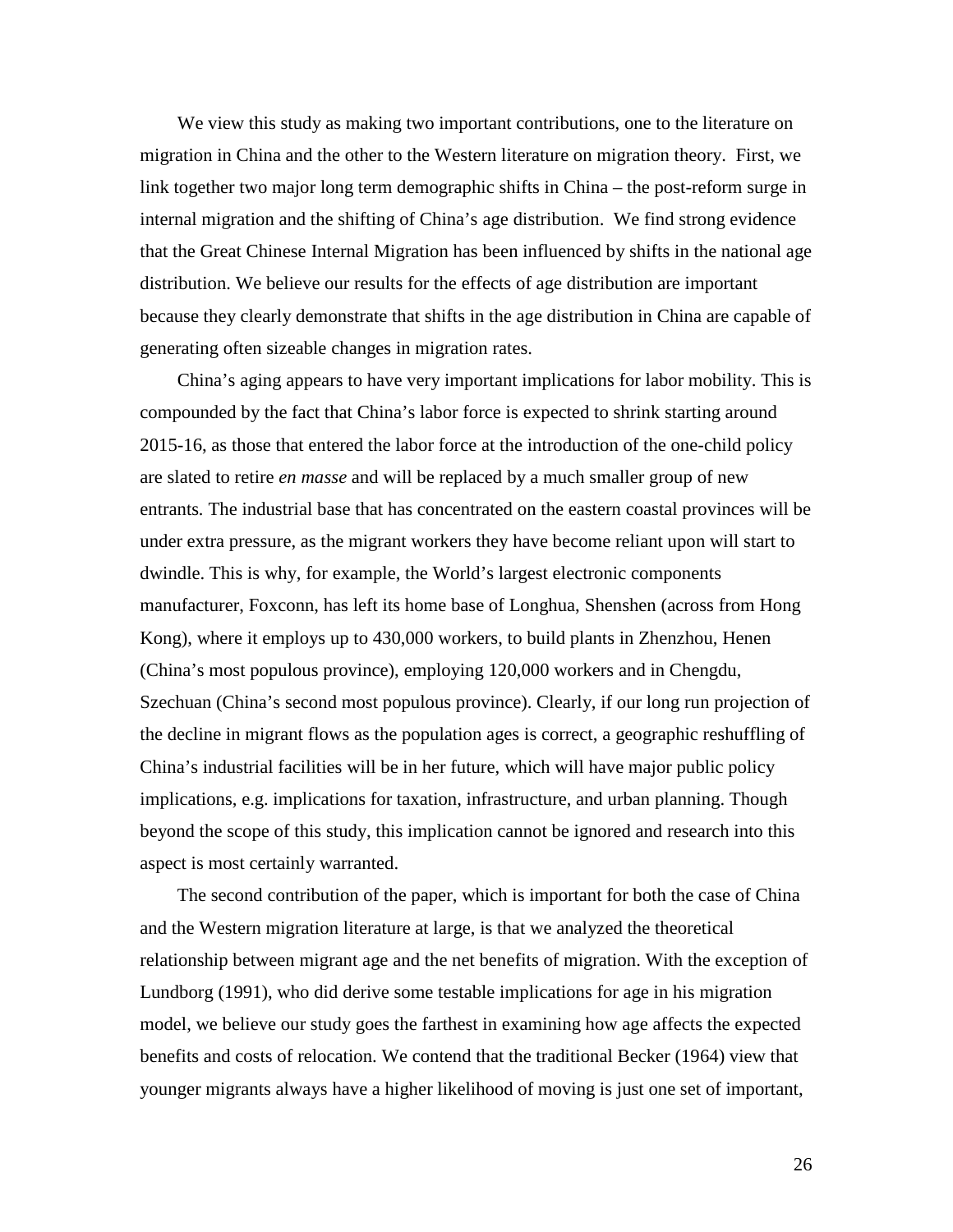We view this study as making two important contributions, one to the literature on migration in China and the other to the Western literature on migration theory. First, we link together two major long term demographic shifts in China – the post-reform surge in internal migration and the shifting of China's age distribution. We find strong evidence that the Great Chinese Internal Migration has been influenced by shifts in the national age distribution. We believe our results for the effects of age distribution are important because they clearly demonstrate that shifts in the age distribution in China are capable of generating often sizeable changes in migration rates.

China's aging appears to have very important implications for labor mobility. This is compounded by the fact that China's labor force is expected to shrink starting around 2015-16, as those that entered the labor force at the introduction of the one-child policy are slated to retire *en masse* and will be replaced by a much smaller group of new entrants. The industrial base that has concentrated on the eastern coastal provinces will be under extra pressure, as the migrant workers they have become reliant upon will start to dwindle. This is why, for example, the World's largest electronic components manufacturer, Foxconn, has left its home base of Longhua, Shenshen (across from Hong Kong), where it employs up to 430,000 workers, to build plants in Zhenzhou, Henen (China's most populous province), employing 120,000 workers and in Chengdu, Szechuan (China's second most populous province). Clearly, if our long run projection of the decline in migrant flows as the population ages is correct, a geographic reshuffling of China's industrial facilities will be in her future, which will have major public policy implications, e.g. implications for taxation, infrastructure, and urban planning. Though beyond the scope of this study, this implication cannot be ignored and research into this aspect is most certainly warranted.

The second contribution of the paper, which is important for both the case of China and the Western migration literature at large, is that we analyzed the theoretical relationship between migrant age and the net benefits of migration. With the exception of Lundborg (1991), who did derive some testable implications for age in his migration model, we believe our study goes the farthest in examining how age affects the expected benefits and costs of relocation. We contend that the traditional Becker (1964) view that younger migrants always have a higher likelihood of moving is just one set of important,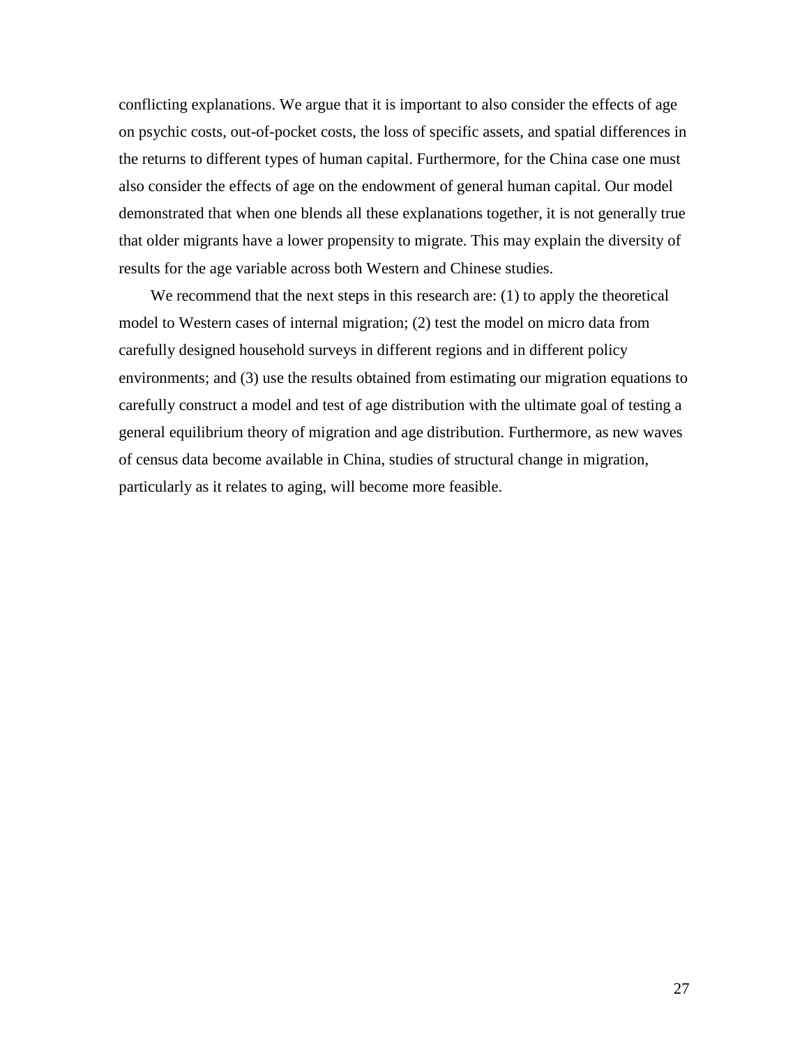conflicting explanations. We argue that it is important to also consider the effects of age on psychic costs, out-of-pocket costs, the loss of specific assets, and spatial differences in the returns to different types of human capital. Furthermore, for the China case one must also consider the effects of age on the endowment of general human capital. Our model demonstrated that when one blends all these explanations together, it is not generally true that older migrants have a lower propensity to migrate. This may explain the diversity of results for the age variable across both Western and Chinese studies.

We recommend that the next steps in this research are: (1) to apply the theoretical model to Western cases of internal migration; (2) test the model on micro data from carefully designed household surveys in different regions and in different policy environments; and (3) use the results obtained from estimating our migration equations to carefully construct a model and test of age distribution with the ultimate goal of testing a general equilibrium theory of migration and age distribution. Furthermore, as new waves of census data become available in China, studies of structural change in migration, particularly as it relates to aging, will become more feasible.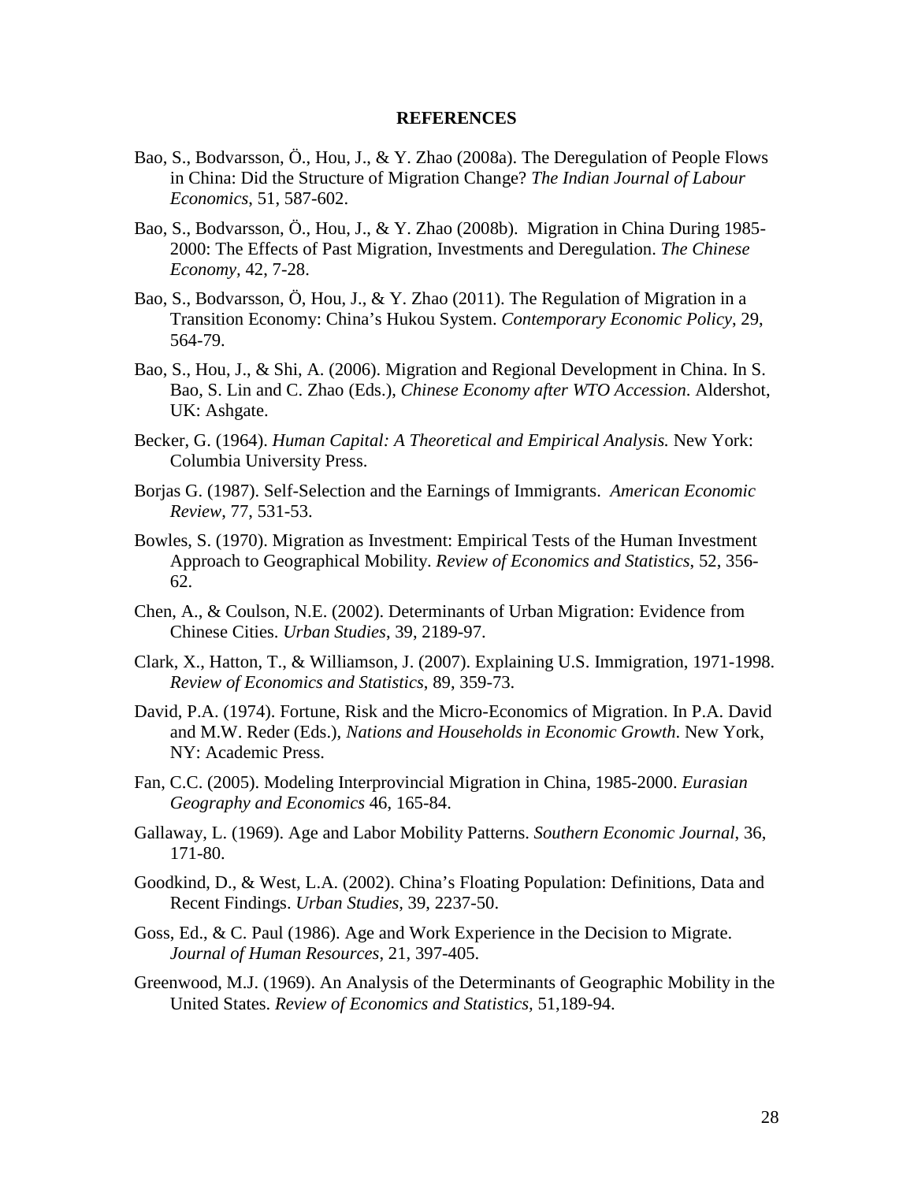**REFERENCES**

Bao, S., Bodvarsson, Ö., Hou, J., & Y. Zhao (2008a). The Deregulation of People Flows in China: Did the Structure of Migration Change? *The Indian Journal of Labour Economics*, 51, 587-602.

Bao, S., Bodvarsson, Ö., Hou, J., & Y. Zhao (2008b). Migration in China During 1985-2000: The Effects of Past Migration, Investments and Deregulation. *The Chinese Economy*, 42, 7-28.

Bao, S., Bodvarsson, Ö, Hou, J., & Y. Zhao (2011). The Regulation of Migration in a Transition Economy: China's Hukou System. *Contemporary Economic Policy*, 29, 564-79.

Bao, S., Hou, J., & Shi, A. (2006). Migration and Regional Development in China. In S. Bao, S. Lin and C. Zhao (Eds.), *Chinese Economy after WTO Accession*. Aldershot, UK: Ashgate.

Becker, G. (1964). *Human Capital: A Theoretical and Empirical Analysis.* New York: Columbia University Press.

Borjas G. (1987). Self-Selection and the Earnings of Immigrants. *American Economic Review*, 77, 531-53.

Bowles, S. (1970). Migration as Investment: Empirical Tests of the Human Investment Approach to Geographical Mobility. *Review of Economics and Statistics*, 52, 356-62.

Chen, A., & Coulson, N.E. (2002). Determinants of Urban Migration: Evidence from Chinese Cities. *Urban Studies*, 39, 2189-97.

Clark, X., Hatton, T., & Williamson, J. (2007). Explaining U.S. Immigration, 1971-1998. *Review of Economics and Statistics*, 89, 359-73.

David, P.A. (1974). Fortune, Risk and the Micro-Economics of Migration. In P.A. David and M.W. Reder (Eds.), *Nations and Households in Economic Growth*. New York, NY: Academic Press.

Fan, C.C. (2005). Modeling Interprovincial Migration in China, 1985-2000. *Eurasian Geography and Economics* 46, 165-84.

Gallaway, L. (1969). Age and Labor Mobility Patterns. *Southern Economic Journal*, 36, 171-80.

Goodkind, D., & West, L.A. (2002). China's Floating Population: Definitions, Data and Recent Findings. *Urban Studies*, 39, 2237-50.

Goss, Ed., & C. Paul (1986). Age and Work Experience in the Decision to Migrate. *Journal of Human Resources*, 21, 397-405.

Greenwood, M.J. (1969). An Analysis of the Determinants of Geographic Mobility in the United States. *Review of Economics and Statistics*, 51,189-94.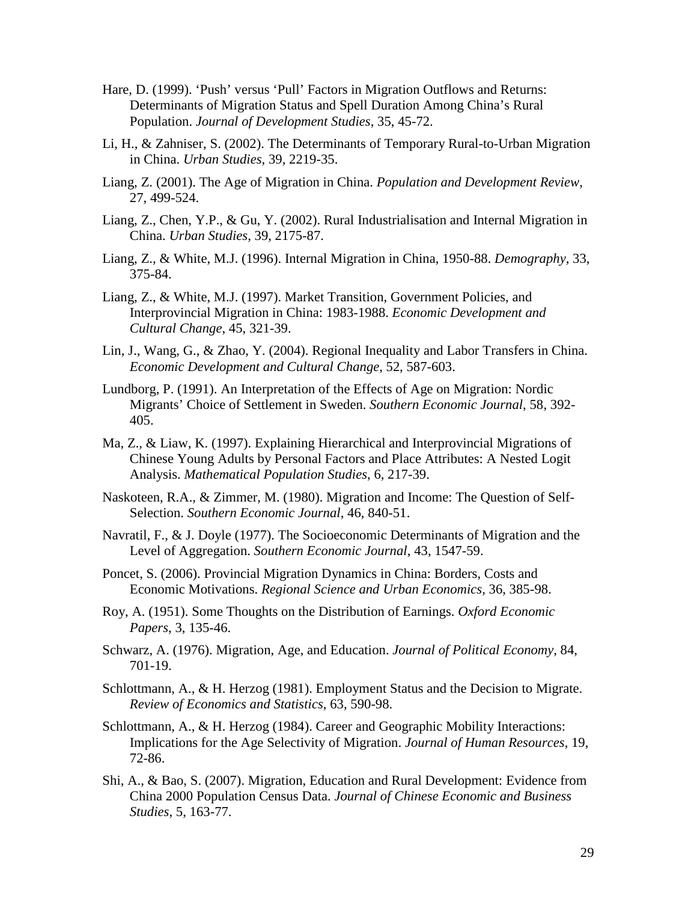Hare, D. (1999). ‘Push’ versus ‘Pull’ Factors in Migration Outflows and Returns: Determinants of Migration Status and Spell Duration Among China’s Rural Population. *Journal of Development Studies*, 35, 45-72.

Li, H., & Zahniser, S. (2002). The Determinants of Temporary Rural-to-Urban Migration in China. *Urban Studies*, 39, 2219-35.

Liang, Z. (2001). The Age of Migration in China. *Population and Development Review*, 27, 499-524.

Liang, Z., Chen, Y.P., & Gu, Y. (2002). Rural Industrialisation and Internal Migration in China. *Urban Studies*, 39, 2175-87.

Liang, Z., & White, M.J. (1996). Internal Migration in China, 1950-88. *Demography*, 33, 375-84.

Liang, Z., & White, M.J. (1997). Market Transition, Government Policies, and Interprovincial Migration in China: 1983-1988. *Economic Development and Cultural Change*, 45, 321-39.

Lin, J., Wang, G., & Zhao, Y. (2004). Regional Inequality and Labor Transfers in China. *Economic Development and Cultural Change*, 52, 587-603.

Lundborg, P. (1991). An Interpretation of the Effects of Age on Migration: Nordic Migrants’ Choice of Settlement in Sweden. *Southern Economic Journal*, 58, 392-405.

Ma, Z., & Liaw, K. (1997). Explaining Hierarchical and Interprovincial Migrations of Chinese Young Adults by Personal Factors and Place Attributes: A Nested Logit Analysis. *Mathematical Population Studies*, 6, 217-39.

Naskoteen, R.A., & Zimmer, M. (1980). Migration and Income: The Question of Self-Selection. *Southern Economic Journal*, 46, 840-51.

Navratil, F., & J. Doyle (1977). The Socioeconomic Determinants of Migration and the Level of Aggregation. *Southern Economic Journal*, 43, 1547-59.

Poncet, S. (2006). Provincial Migration Dynamics in China: Borders, Costs and Economic Motivations. *Regional Science and Urban Economics*, 36, 385-98.

Roy, A. (1951). Some Thoughts on the Distribution of Earnings. *Oxford Economic Papers*, 3, 135-46.

Schwarz, A. (1976). Migration, Age, and Education. *Journal of Political Economy*, 84, 701-19.

Schlottmann, A., & H. Herzog (1981). Employment Status and the Decision to Migrate. *Review of Economics and Statistics*, 63, 590-98.

Schlottmann, A., & H. Herzog (1984). Career and Geographic Mobility Interactions: Implications for the Age Selectivity of Migration. *Journal of Human Resources*, 19, 72-86.

Shi, A., & Bao, S. (2007). Migration, Education and Rural Development: Evidence from China 2000 Population Census Data. *Journal of Chinese Economic and Business Studies*, 5, 163-77.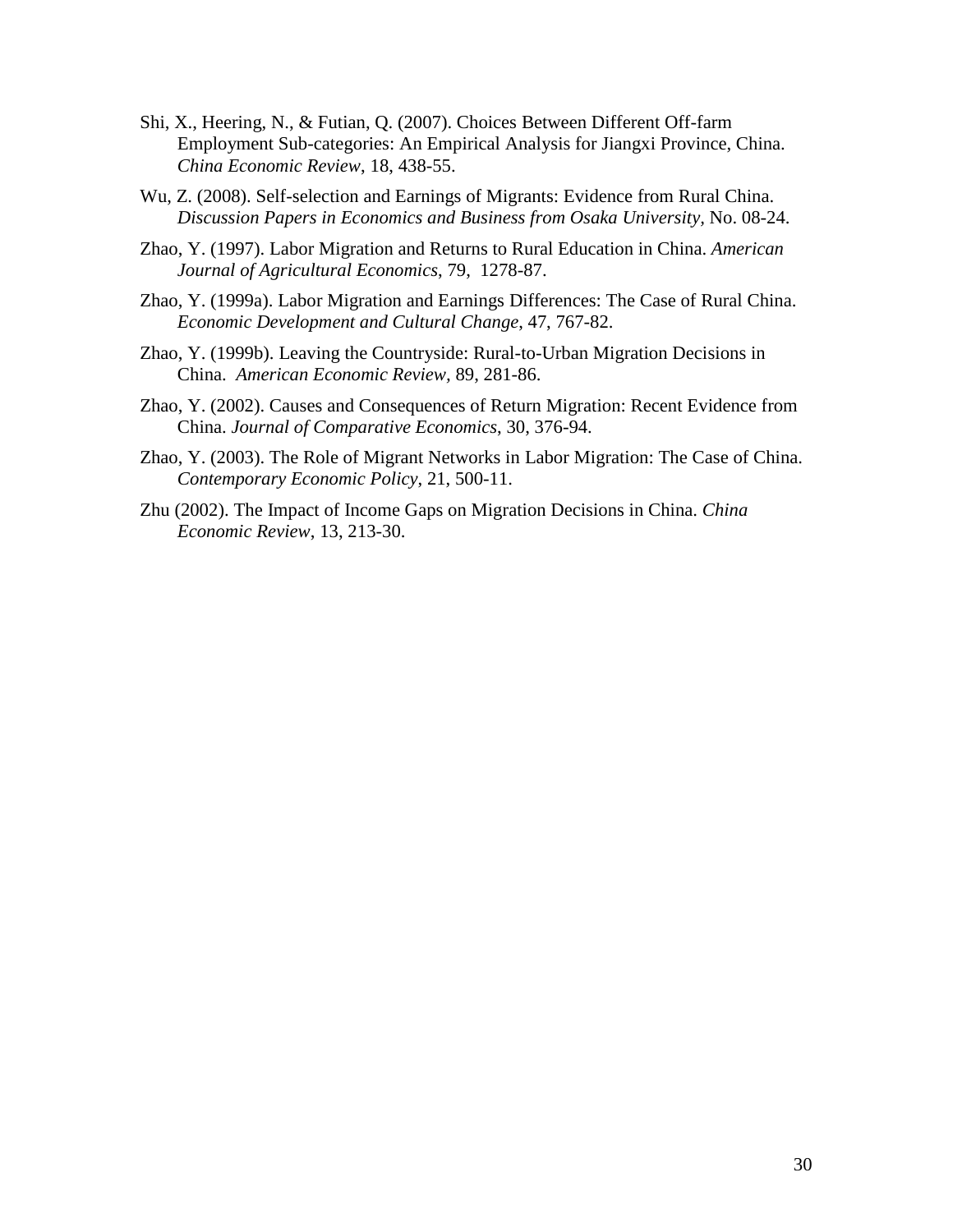Shi, X., Heering, N., & Futian, Q. (2007). Choices Between Different Off-farm Employment Sub-categories: An Empirical Analysis for Jiangxi Province, China. *China Economic Review*, 18, 438-55.

Wu, Z. (2008). Self-selection and Earnings of Migrants: Evidence from Rural China. *Discussion Papers in Economics and Business from Osaka University*, No. 08-24.

Zhao, Y. (1997). Labor Migration and Returns to Rural Education in China. *American Journal of Agricultural Economics*, 79, 1278-87.

Zhao, Y. (1999a). Labor Migration and Earnings Differences: The Case of Rural China. *Economic Development and Cultural Change*, 47, 767-82.

Zhao, Y. (1999b). Leaving the Countryside: Rural-to-Urban Migration Decisions in China. *American Economic Review*, 89, 281-86.

Zhao, Y. (2002). Causes and Consequences of Return Migration: Recent Evidence from China. *Journal of Comparative Economics*, 30, 376-94.

Zhao, Y. (2003). The Role of Migrant Networks in Labor Migration: The Case of China. *Contemporary Economic Policy*, 21, 500-11.

Zhu (2002). The Impact of Income Gaps on Migration Decisions in China. *China Economic Review*, 13, 213-30.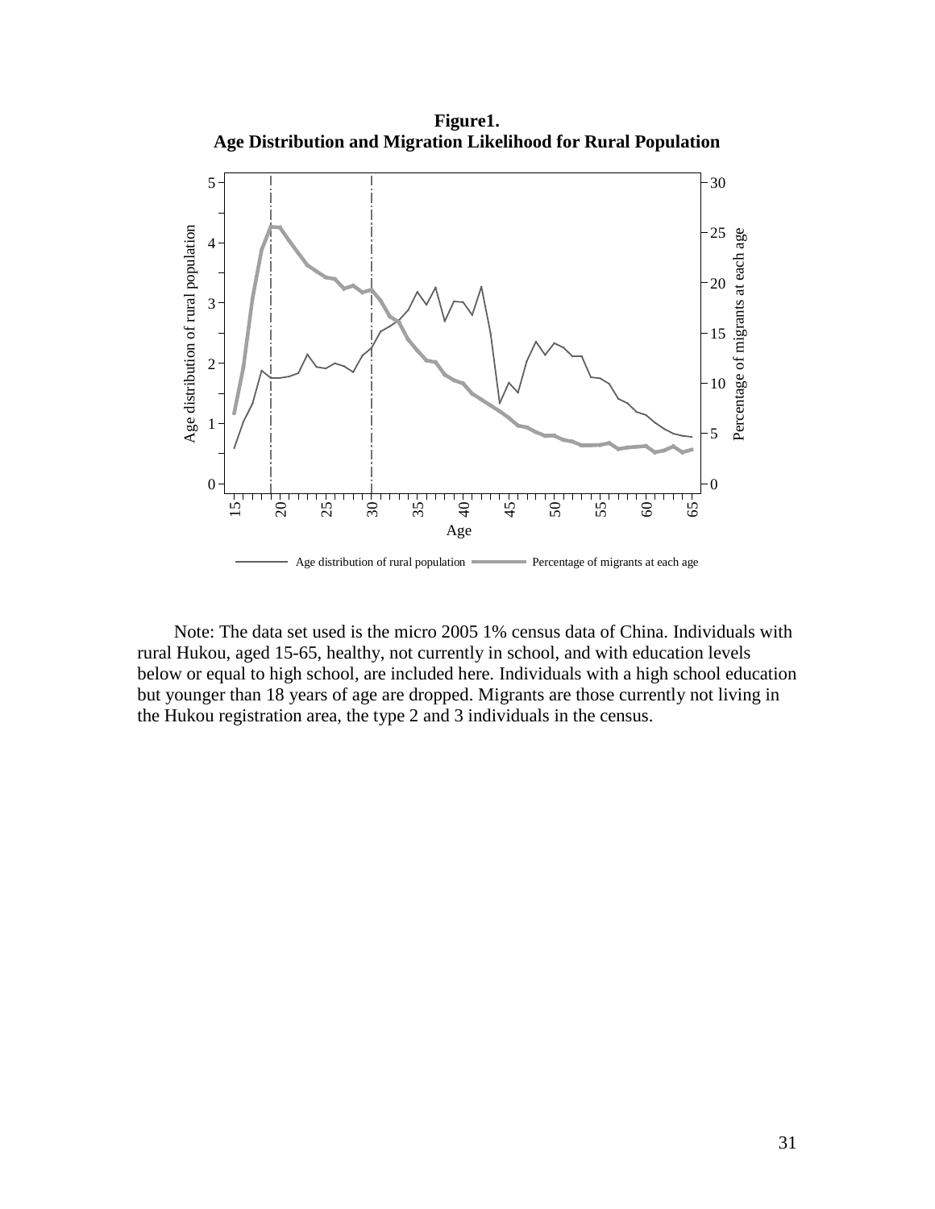**Figure1.**
**Age Distribution and Migration Likelihood for Rural Population**

Note: The data set used is the micro 2005 1% census data of China. Individuals with rural Hukou, aged 15-65, healthy, not currently in school, and with education levels below or equal to high school, are included here. Individuals with a high school education but younger than 18 years of age are dropped. Migrants are those currently not living in the Hukou registration area, the type 2 and 3 individuals in the census.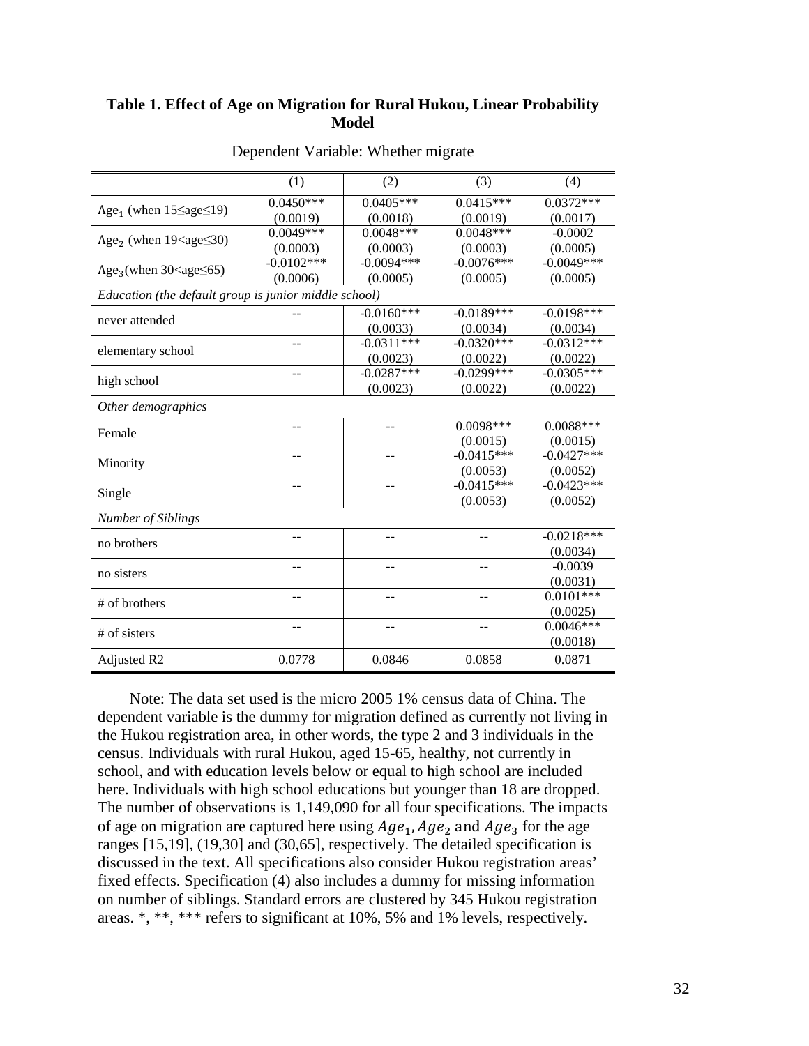**Table 1. Effect of Age on Migration for Rural Hukou, Linear Probability Model**

Dependent Variable: Whether migrate

| | (1) | (2) | (3) | (4) |
|---|---|---|---|---|
| $Age_1$ (when $15 \leq age \leq 19$) | 0.0450*** (0.0019) | 0.0405*** (0.0018) | 0.0415*** (0.0019) | 0.0372*** (0.0017) |
| $Age_2$ (when $19 < age \leq 30$) | 0.0049*** (0.0003) | 0.0048*** (0.0003) | 0.0048*** (0.0003) | -0.0002 (0.0005) |
| $Age_3$ (when $30 < age \leq 65$) | -0.0102*** (0.0006) | -0.0094*** (0.0005) | -0.0076*** (0.0005) | -0.0049*** (0.0005) |
| *Education (the default group is junior middle school)* | | | | |
| never attended | -- | -0.0160*** (0.0033) | -0.0189*** (0.0034) | -0.0198*** (0.0034) |
| elementary school | -- | -0.0311*** (0.0023) | -0.0320*** (0.0022) | -0.0312*** (0.0022) |
| high school | -- | -0.0287*** (0.0023) | -0.0299*** (0.0022) | -0.0305*** (0.0022) |
| *Other demographics* | | | | |
| Female | -- | -- | 0.0098*** (0.0015) | 0.0088*** (0.0015) |
| Minority | -- | -- | -0.0415*** (0.0053) | -0.0427*** (0.0052) |
| Single | -- | -- | -0.0415*** (0.0053) | -0.0423*** (0.0052) |
| *Number of Siblings* | | | | |
| no brothers | -- | -- | -- | -0.0218*** (0.0034) |
| no sisters | -- | -- | -- | -0.0039 (0.0031) |
| # of brothers | -- | -- | -- | 0.0101*** (0.0025) |
| # of sisters | -- | -- | -- | 0.0046*** (0.0018) |
| Adjusted R2 | 0.0778 | 0.0846 | 0.0858 | 0.0871 |

Note: The data set used is the micro 2005 1% census data of China. The dependent variable is the dummy for migration defined as currently not living in the Hukou registration area, in other words, the type 2 and 3 individuals in the census. Individuals with rural Hukou, aged 15-65, healthy, not currently in school, and with education levels below or equal to high school are included here. Individuals with high school educations but younger than 18 are dropped. The number of observations is 1,149,090 for all four specifications. The impacts of age on migration are captured here using $Age_1, Age_2$ and $Age_3$ for the age ranges [15,19], (19,30] and (30,65], respectively. The detailed specification is discussed in the text. All specifications also consider Hukou registration areas' fixed effects. Specification (4) also includes a dummy for missing information on number of siblings. Standard errors are clustered by 345 Hukou registration areas. *, **, *** refers to significant at 10%, 5% and 1% levels, respectively.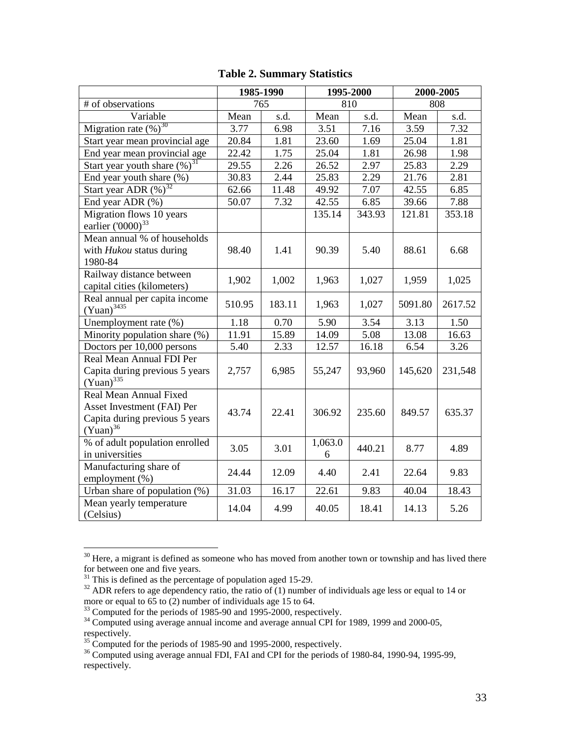**Table 2. Summary Statistics**

| | 1985-1990 | | 1995-2000 | | 2000-2005 | |
|---|---|---|---|---|---|---|
| # of observations | 765 | | 810 | | 808 | |
| Variable | Mean | s.d. | Mean | s.d. | Mean | s.d. |
| Migration rate (%)[30] | 3.77 | 6.98 | 3.51 | 7.16 | 3.59 | 7.32 |
| Start year mean provincial age | 20.84 | 1.81 | 23.60 | 1.69 | 25.04 | 1.81 |
| End year mean provincial age | 22.42 | 1.75 | 25.04 | 1.81 | 26.98 | 1.98 |
| Start year youth share (%)[31] | 29.55 | 2.26 | 26.52 | 2.97 | 25.83 | 2.29 |
| End year youth share (%) | 30.83 | 2.44 | 25.83 | 2.29 | 21.76 | 2.81 |
| Start year ADR (%)[32] | 62.66 | 11.48 | 49.92 | 7.07 | 42.55 | 6.85 |
| End year ADR (%) | 50.07 | 7.32 | 42.55 | 6.85 | 39.66 | 7.88 |
| Migration flows 10 years earlier ('0000)[33] | | | 135.14 | 343.93 | 121.81 | 353.18 |
| Mean annual % of households with *Hukou* status during 1980-84 | 98.40 | 1.41 | 90.39 | 5.40 | 88.61 | 6.68 |
| Railway distance between capital cities (kilometers) | 1,902 | 1,002 | 1,963 | 1,027 | 1,959 | 1,025 |
| Real annual per capita income (Yuan)[3435] | 510.95 | 183.11 | 1,963 | 1,027 | 5091.80 | 2617.52 |
| Unemployment rate (%) | 1.18 | 0.70 | 5.90 | 3.54 | 3.13 | 1.50 |
| Minority population share (%) | 11.91 | 15.89 | 14.09 | 5.08 | 13.08 | 16.63 |
| Doctors per 10,000 persons | 5.40 | 2.33 | 12.57 | 16.18 | 6.54 | 3.26 |
| Real Mean Annual FDI Per Capita during previous 5 years (Yuan)[335] | 2,757 | 6,985 | 55,247 | 93,960 | 145,620 | 231,548 |
| Real Mean Annual Fixed Asset Investment (FAI) Per Capita during previous 5 years (Yuan)[36] | 43.74 | 22.41 | 306.92 | 235.60 | 849.57 | 635.37 |
| % of adult population enrolled in universities | 3.05 | 3.01 | 1,063.06 | 440.21 | 8.77 | 4.89 |
| Manufacturing share of employment (%) | 24.44 | 12.09 | 4.40 | 2.41 | 22.64 | 9.83 |
| Urban share of population (%) | 31.03 | 16.17 | 22.61 | 9.83 | 40.04 | 18.43 |
| Mean yearly temperature (Celsius) | 14.04 | 4.99 | 40.05 | 18.41 | 14.13 | 5.26 |

[30] Here, a migrant is defined as someone who has moved from another town or township and has lived there for between one and five years.

[31] This is defined as the percentage of population aged 15-29.

[32] ADR refers to age dependency ratio, the ratio of (1) number of individuals age less or equal to 14 or more or equal to 65 to (2) number of individuals age 15 to 64.

[33] Computed for the periods of 1985-90 and 1995-2000, respectively.

[34] Computed using average annual income and average annual CPI for 1989, 1999 and 2000-05, respectively.

[35] Computed for the periods of 1985-90 and 1995-2000, respectively.

[36] Computed using average annual FDI, FAI and CPI for the periods of 1980-84, 1990-94, 1995-99, respectively.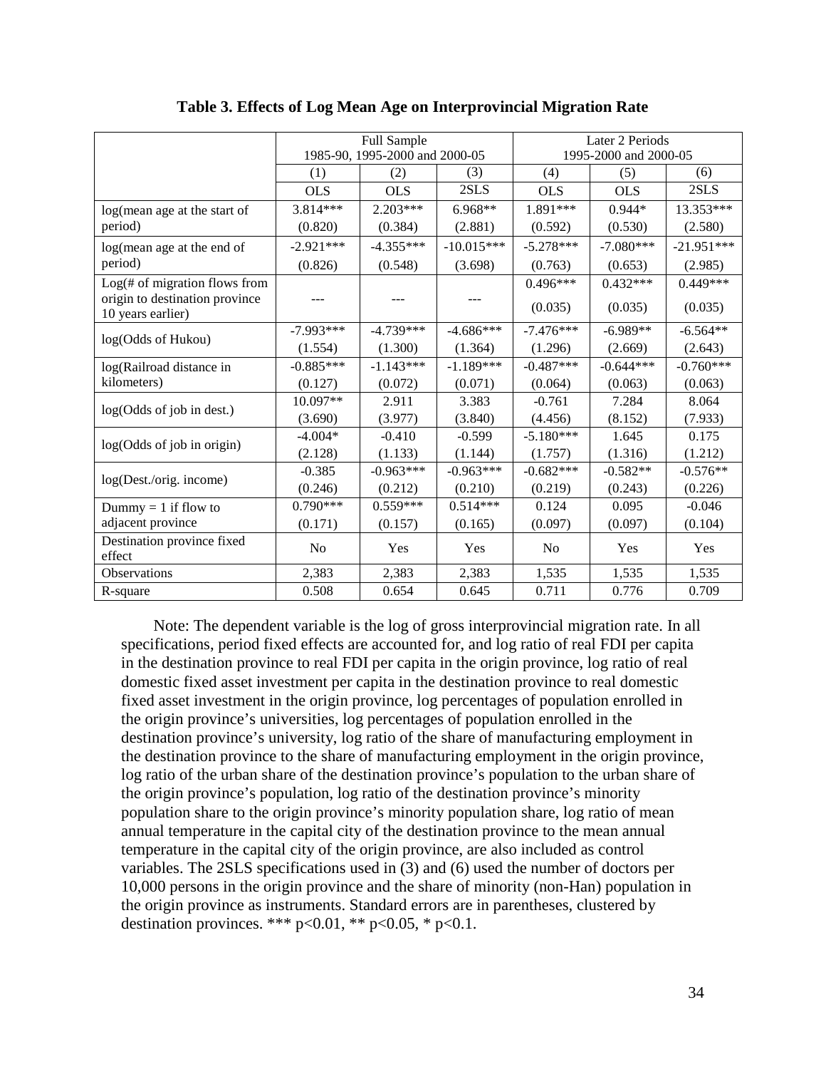**Table 3. Effects of Log Mean Age on Interprovincial Migration Rate**

| | Full Sample 1985-90, 1995-2000 and 2000-05 | | | Later 2 Periods 1995-2000 and 2000-05 | | |
|---|---|---|---|---|---|---|
| | (1) | (2) | (3) | (4) | (5) | (6) |
| | OLS | OLS | 2SLS | OLS | OLS | 2SLS |
| log(mean age at the start of period) | 3.814*** | 2.203*** | 6.968** | 1.891*** | 0.944* | 13.353*** |
| | (0.820) | (0.384) | (2.881) | (0.592) | (0.530) | (2.580) |
| log(mean age at the end of period) | -2.921*** | -4.355*** | -10.015*** | -5.278*** | -7.080*** | -21.951*** |
| | (0.826) | (0.548) | (3.698) | (0.763) | (0.653) | (2.985) |
| Log(# of migration flows from origin to destination province 10 years earlier) | --- | --- | --- | 0.496*** | 0.432*** | 0.449*** |
| | | | | (0.035) | (0.035) | (0.035) |
| log(Odds of Hukou) | -7.993*** | -4.739*** | -4.686*** | -7.476*** | -6.989** | -6.564** |
| | (1.554) | (1.300) | (1.364) | (1.296) | (2.669) | (2.643) |
| log(Railroad distance in kilometers) | -0.885*** | -1.143*** | -1.189*** | -0.487*** | -0.644*** | -0.760*** |
| | (0.127) | (0.072) | (0.071) | (0.064) | (0.063) | (0.063) |
| log(Odds of job in dest.) | 10.097** | 2.911 | 3.383 | -0.761 | 7.284 | 8.064 |
| | (3.690) | (3.977) | (3.840) | (4.456) | (8.152) | (7.933) |
| log(Odds of job in origin) | -4.004* | -0.410 | -0.599 | -5.180*** | 1.645 | 0.175 |
| | (2.128) | (1.133) | (1.144) | (1.757) | (1.316) | (1.212) |
| log(Dest./orig. income) | -0.385 | -0.963*** | -0.963*** | -0.682*** | -0.582** | -0.576** |
| | (0.246) | (0.212) | (0.210) | (0.219) | (0.243) | (0.226) |
| Dummy = 1 if flow to adjacent province | 0.790*** | 0.559*** | 0.514*** | 0.124 | 0.095 | -0.046 |
| | (0.171) | (0.157) | (0.165) | (0.097) | (0.097) | (0.104) |
| Destination province fixed effect | No | Yes | Yes | No | Yes | Yes |
| Observations | 2,383 | 2,383 | 2,383 | 1,535 | 1,535 | 1,535 |
| R-square | 0.508 | 0.654 | 0.645 | 0.711 | 0.776 | 0.709 |

Note: The dependent variable is the log of gross interprovincial migration rate. In all specifications, period fixed effects are accounted for, and log ratio of real FDI per capita in the destination province to real FDI per capita in the origin province, log ratio of real domestic fixed asset investment per capita in the destination province to real domestic fixed asset investment in the origin province, log percentages of population enrolled in the origin province's universities, log percentages of population enrolled in the destination province's university, log ratio of the share of manufacturing employment in the destination province to the share of manufacturing employment in the origin province, log ratio of the urban share of the destination province's population to the urban share of the origin province's population, log ratio of the destination province's minority population share to the origin province's minority population share, log ratio of mean annual temperature in the capital city of the destination province to the mean annual temperature in the capital city of the origin province, are also included as control variables. The 2SLS specifications used in (3) and (6) used the number of doctors per 10,000 persons in the origin province and the share of minority (non-Han) population in the origin province as instruments. Standard errors are in parentheses, clustered by destination provinces. *** p<0.01, ** p<0.05, * p<0.1.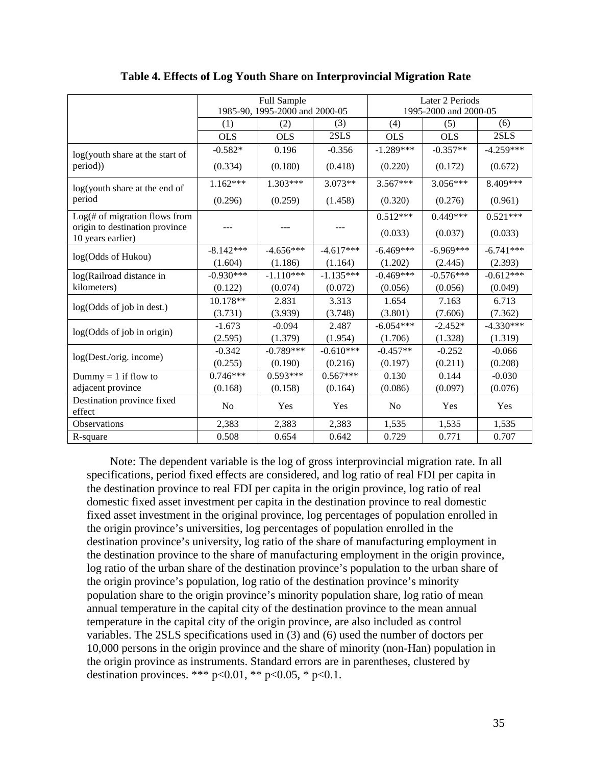**Table 4. Effects of Log Youth Share on Interprovincial Migration Rate**

| | Full Sample 1985-90, 1995-2000 and 2000-05 | | | Later 2 Periods 1995-2000 and 2000-05 | | |
|---|---|---|---|---|---|---|
| | (1) | (2) | (3) | (4) | (5) | (6) |
| | OLS | OLS | 2SLS | OLS | OLS | 2SLS |
| log(youth share at the start of period)) | -0.582* | 0.196 | -0.356 | -1.289*** | -0.357** | -4.259*** |
| | (0.334) | (0.180) | (0.418) | (0.220) | (0.172) | (0.672) |
| log(youth share at the end of period | 1.162*** | 1.303*** | 3.073** | 3.567*** | 3.056*** | 8.409*** |
| | (0.296) | (0.259) | (1.458) | (0.320) | (0.276) | (0.961) |
| Log(# of migration flows from origin to destination province 10 years earlier) | --- | --- | --- | 0.512*** | 0.449*** | 0.521*** |
| | | | | (0.033) | (0.037) | (0.033) |
| log(Odds of Hukou) | -8.142*** | -4.656*** | -4.617*** | -6.469*** | -6.969*** | -6.741*** |
| | (1.604) | (1.186) | (1.164) | (1.202) | (2.445) | (2.393) |
| log(Railroad distance in kilometers) | -0.930*** | -1.110*** | -1.135*** | -0.469*** | -0.576*** | -0.612*** |
| | (0.122) | (0.074) | (0.072) | (0.056) | (0.056) | (0.049) |
| log(Odds of job in dest.) | 10.178** | 2.831 | 3.313 | 1.654 | 7.163 | 6.713 |
| | (3.731) | (3.939) | (3.748) | (3.801) | (7.606) | (7.362) |
| log(Odds of job in origin) | -1.673 | -0.094 | 2.487 | -6.054*** | -2.452* | -4.330*** |
| | (2.595) | (1.379) | (1.954) | (1.706) | (1.328) | (1.319) |
| log(Dest./orig. income) | -0.342 | -0.789*** | -0.610*** | -0.457** | -0.252 | -0.066 |
| | (0.255) | (0.190) | (0.216) | (0.197) | (0.211) | (0.208) |
| Dummy = 1 if flow to adjacent province | 0.746*** | 0.593*** | 0.567*** | 0.130 | 0.144 | -0.030 |
| | (0.168) | (0.158) | (0.164) | (0.086) | (0.097) | (0.076) |
| Destination province fixed effect | No | Yes | Yes | No | Yes | Yes |
| Observations | 2,383 | 2,383 | 2,383 | 1,535 | 1,535 | 1,535 |
| R-square | 0.508 | 0.654 | 0.642 | 0.729 | 0.771 | 0.707 |

Note: The dependent variable is the log of gross interprovincial migration rate. In all specifications, period fixed effects are considered, and log ratio of real FDI per capita in the destination province to real FDI per capita in the origin province, log ratio of real domestic fixed asset investment per capita in the destination province to real domestic fixed asset investment in the original province, log percentages of population enrolled in the origin province's universities, log percentages of population enrolled in the destination province's university, log ratio of the share of manufacturing employment in the destination province to the share of manufacturing employment in the origin province, log ratio of the urban share of the destination province's population to the urban share of the origin province's population, log ratio of the destination province's minority population share to the origin province's minority population share, log ratio of mean annual temperature in the capital city of the destination province to the mean annual temperature in the capital city of the origin province, are also included as control variables. The 2SLS specifications used in (3) and (6) used the number of doctors per 10,000 persons in the origin province and the share of minority (non-Han) population in the origin province as instruments. Standard errors are in parentheses, clustered by destination provinces. *** $p<0.01$, ** $p<0.05$, * $p<0.1$.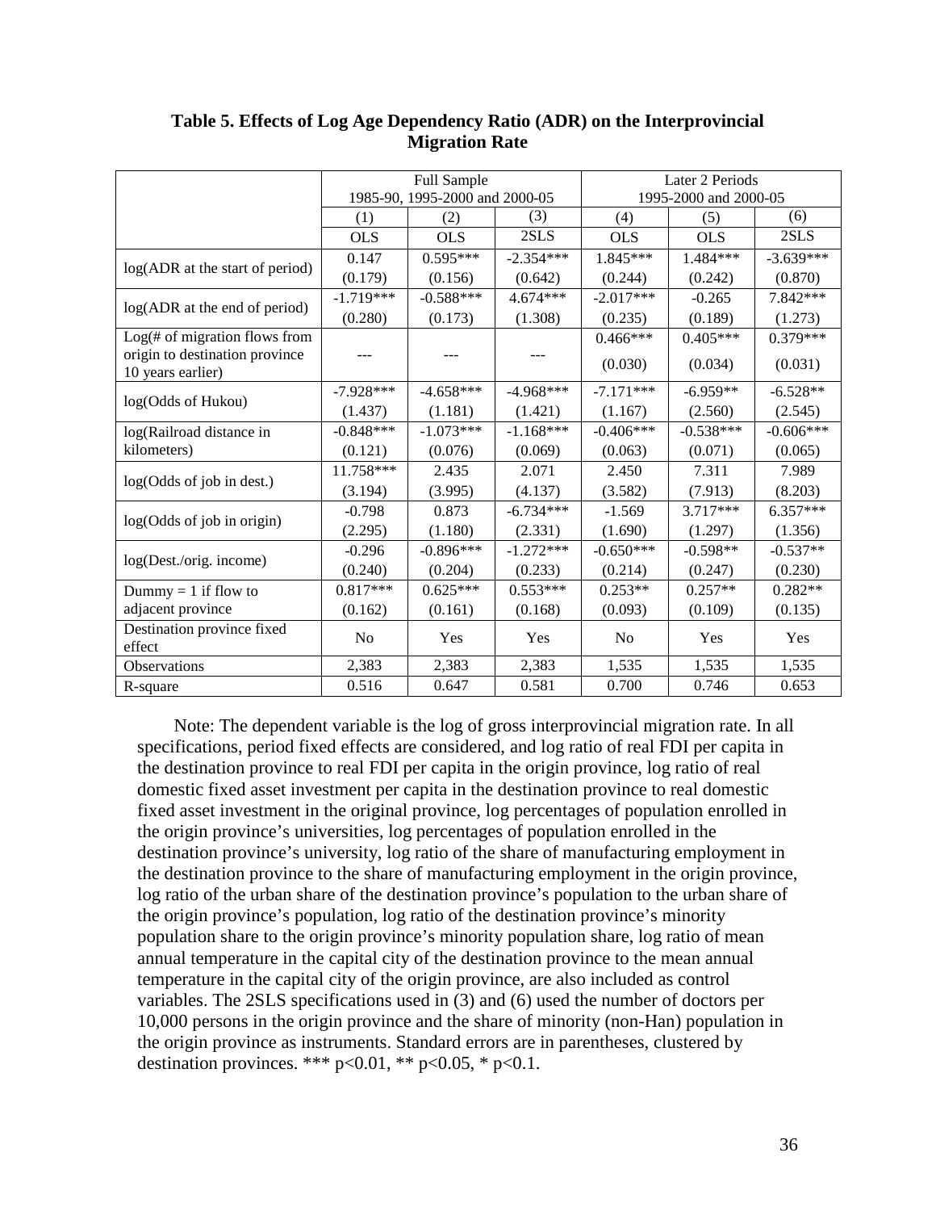**Table 5. Effects of Log Age Dependency Ratio (ADR) on the Interprovincial Migration Rate**

| | Full Sample 1985-90, 1995-2000 and 2000-05 | | | Later 2 Periods 1995-2000 and 2000-05 | | |
|---|---|---|---|---|---|---|
| | (1) | (2) | (3) | (4) | (5) | (6) |
| | OLS | OLS | 2SLS | OLS | OLS | 2SLS |
| log(ADR at the start of period) | 0.147 | 0.595*** | -2.354*** | 1.845*** | 1.484*** | -3.639*** |
| | (0.179) | (0.156) | (0.642) | (0.244) | (0.242) | (0.870) |
| log(ADR at the end of period) | -1.719*** | -0.588*** | 4.674*** | -2.017*** | -0.265 | 7.842*** |
| | (0.280) | (0.173) | (1.308) | (0.235) | (0.189) | (1.273) |
| Log(# of migration flows from origin to destination province 10 years earlier) | --- | --- | --- | 0.466*** | 0.405*** | 0.379*** |
| | | | | (0.030) | (0.034) | (0.031) |
| log(Odds of Hukou) | -7.928*** | -4.658*** | -4.968*** | -7.171*** | -6.959** | -6.528** |
| | (1.437) | (1.181) | (1.421) | (1.167) | (2.560) | (2.545) |
| log(Railroad distance in kilometers) | -0.848*** | -1.073*** | -1.168*** | -0.406*** | -0.538*** | -0.606*** |
| | (0.121) | (0.076) | (0.069) | (0.063) | (0.071) | (0.065) |
| log(Odds of job in dest.) | 11.758*** | 2.435 | 2.071 | 2.450 | 7.311 | 7.989 |
| | (3.194) | (3.995) | (4.137) | (3.582) | (7.913) | (8.203) |
| log(Odds of job in origin) | -0.798 | 0.873 | -6.734*** | -1.569 | 3.717*** | 6.357*** |
| | (2.295) | (1.180) | (2.331) | (1.690) | (1.297) | (1.356) |
| log(Dest./orig. income) | -0.296 | -0.896*** | -1.272*** | -0.650*** | -0.598** | -0.537** |
| | (0.240) | (0.204) | (0.233) | (0.214) | (0.247) | (0.230) |
| Dummy = 1 if flow to adjacent province | 0.817*** | 0.625*** | 0.553*** | 0.253** | 0.257** | 0.282** |
| | (0.162) | (0.161) | (0.168) | (0.093) | (0.109) | (0.135) |
| Destination province fixed effect | No | Yes | Yes | No | Yes | Yes |
| Observations | 2,383 | 2,383 | 2,383 | 1,535 | 1,535 | 1,535 |
| R-square | 0.516 | 0.647 | 0.581 | 0.700 | 0.746 | 0.653 |

Note: The dependent variable is the log of gross interprovincial migration rate. In all specifications, period fixed effects are considered, and log ratio of real FDI per capita in the destination province to real FDI per capita in the origin province, log ratio of real domestic fixed asset investment per capita in the destination province to real domestic fixed asset investment in the original province, log percentages of population enrolled in the origin province's universities, log percentages of population enrolled in the destination province's university, log ratio of the share of manufacturing employment in the destination province to the share of manufacturing employment in the origin province, log ratio of the urban share of the destination province's population to the urban share of the origin province's population, log ratio of the destination province's minority population share to the origin province's minority population share, log ratio of mean annual temperature in the capital city of the destination province to the mean annual temperature in the capital city of the origin province, are also included as control variables. The 2SLS specifications used in (3) and (6) used the number of doctors per 10,000 persons in the origin province and the share of minority (non-Han) population in the origin province as instruments. Standard errors are in parentheses, clustered by destination provinces. *** $p<0.01$, ** $p<0.05$, * $p<0.1$.